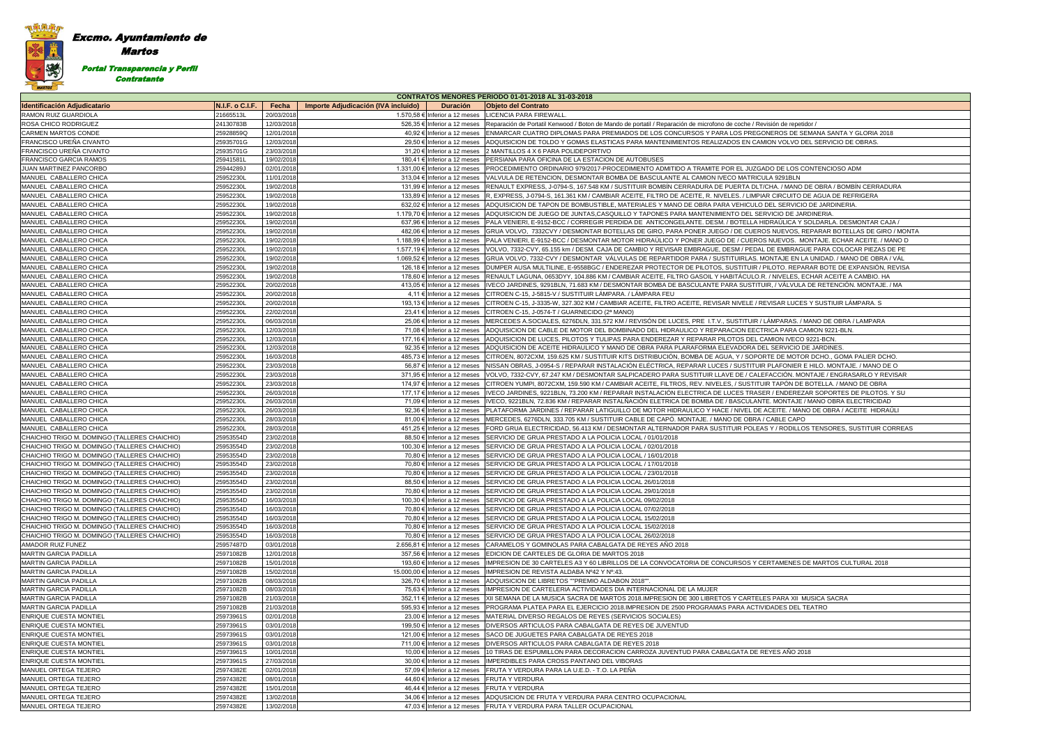# Excmo. Ayuntamiento de Martos

Portal Transparencia y Perfil Contratante

**CONTRATOS MENORES PERIODO 01-01-2018 AL 31-03-2018**

| Identificación Adjudicatario | N.I.F. o C.I.F. | Fecha | Importe Adjudicación (IVA incluido) | Duración | Objeto del Contrato |
|---|---|---|---|---|---|
| RAMON RUIZ GUARDIOLA | 21665513L | 20/03/2018 | 1.570,58 € | Inferior a 12 meses | LICENCIA PARA FIREWALL. |
| ROSA CHICO RODRIGUEZ | 24130783B | 12/03/2018 | 526,35 € | Inferior a 12 meses | Reparación de Portatil Kenwood / Boton de Mando de portatil / Reparación de microfono de coche / Revisión de repetidor / |
| CARMEN MARTOS CONDE | 25928859Q | 12/01/2018 | 40,92 € | Inferior a 12 meses | ENMARCAR CUATRO DIPLOMAS PARA PREMIADOS DE LOS CONCURSOS Y PARA LOS PREGONEROS DE SEMANA SANTA Y GLORIA 2018 |
| FRANCISCO UREÑA CIVANTO | 25935701G | 12/03/2018 | 29,50 € | Inferior a 12 meses | ADQUISICION DE TOLDO Y GOMAS ELASTICAS PARA MANTENIMIENTOS REALIZADOS EN CAMION VOLVO DEL SERVICIO DE OBRAS. |
| FRANCISCO UREÑA CIVANTO | 25935701G | 23/03/2018 | 31,20 € | Inferior a 12 meses | 2 MANTILLOS 4 X 6 PARA POLIDEPORTIVO |
| FRANCISCO GARCIA RAMOS | 25941581L | 19/02/2018 | 180,41 € | Inferior a 12 meses | PERSIANA PARA OFICINA DE LA ESTACION DE AUTOBUSES |
| JUAN MARTINEZ PANCORBO | 25944289J | 02/01/2018 | 1.331,00 € | Inferior a 12 meses | PROCEDIMIENTO ORDINARIO 979/2017-PROCEDIMIENTO ADMITIDO A TRAMITE POR EL JUZGADO DE LOS CONTENCIOSO ADM |
| MANUEL CABALLERO CHICA | 25952230L | 11/01/2018 | 313,04 € | Inferior a 12 meses | VALVULA DE RETENCION, DESMONTAR BOMBA DE BASCULANTE AL CAMION IVECO MATRICULA 9291BLN |
| MANUEL CABALLERO CHICA | 25952230L | 19/02/2018 | 131,99 € | Inferior a 12 meses | RENAULT EXPRESS, J-0794-S, 167.548 KM / SUSTITUIR BOMBÍN CERRADURA DE PUERTA DLT/CHA. / MANO DE OBRA / BOMBÍN CERRADURA |
| MANUEL CABALLERO CHICA | 25952230L | 19/02/2018 | 133,89 € | Inferior a 12 meses | R, EXPRESS, J-0794-S, 161.361 KM / CAMBIAR ACEITE, FILTRO DE ACEITE, R. NIVELES. / LIMPIAR CIRCUITO DE AGUA DE REFRIGERA |
| MANUEL CABALLERO CHICA | 25952230L | 19/02/2018 | 632,02 € | Inferior a 12 meses | ADQUISICION DE TAPON DE BOMBUSTIBLE, MATERIALES Y MANO DE OBRA PARA VEHICULO DEL SERVICIO DE JARDINERIA. |
| MANUEL CABALLERO CHICA | 25952230L | 19/02/2018 | 1.179,70 € | Inferior a 12 meses | ADQUISICION DE JUEGO DE JUNTAS,CASQUILLO Y TAPONES PARA MANTENIMIENTO DEL SERVICIO DE JARDINERIA. |
| MANUEL CABALLERO CHICA | 25952230L | 19/02/2018 | 637,96 € | Inferior a 12 meses | PALA VENIERI, E-9152-BCC / CORREGIR PERDIDA DE ANTICONGELANTE. DESM. / BOTELLA HIDRAÚLICA Y SOLDARLA. DESMONTAR CAJA / |
| MANUEL CABALLERO CHICA | 25952230L | 19/02/2018 | 482,06 € | Inferior a 12 meses | GRUA VOLVO, 7332CVY / DESMONTAR BOTELLAS DE GIRO, PARA PONER JUEGO / DE CUEROS NUEVOS, REPARAR BOTELLAS DE GIRO / MONTA |
| MANUEL CABALLERO CHICA | 25952230L | 19/02/2018 | 1.188,99 € | Inferior a 12 meses | PALA VENIERI, E-9152-BCC / DESMONTAR MOTOR HIDRAÚLICO Y PONER JUEGO DE / CUEROS NUEVOS. MONTAJE. ECHAR ACEITE. / MANO D |
| MANUEL CABALLERO CHICA | 25952230L | 19/02/2018 | 1.577,19 € | Inferior a 12 meses | VOLVO, 7332-CVY, 65.155 km / DESM. CAJA DE CAMBIO Y REVISAR EMBRAGUE, DESM / PEDAL DE EMBRAGUE PARA COLOCAR PIEZAS DE PE |
| MANUEL CABALLERO CHICA | 25952230L | 19/02/2018 | 1.069,52 € | Inferior a 12 meses | GRUA VOLVO, 7332-CVY / DESMONTAR VÁLVULAS DE REPARTIDOR PARA / SUSTITUIRLAS. MONTAJE EN LA UNIDAD. / MANO DE OBRA / VÁL |
| MANUEL CABALLERO CHICA | 25952230L | 19/02/2018 | 126,18 € | Inferior a 12 meses | DUMPER AUSA MULTILINE, E-9558BGC / ENDEREZAR PROTECTOR DE PILOTOS, SUSTITUIR / PILOTO. REPARAR BOTE DE EXPANSIÓN, REVISA |
| MANUEL CABALLERO CHICA | 25952230L | 19/02/2018 | 178,60 € | Inferior a 12 meses | RENAULT LAGUNA, 0653DYY, 104.886 KM / CAMBIAR ACEITE, FILTRO GASOIL Y HABITÁCULO.R. / NIVELES, ECHAR ACEITE A CAMBIO. HA |
| MANUEL CABALLERO CHICA | 25952230L | 20/02/2018 | 413,05 € | Inferior a 12 meses | IVECO JARDINES, 9291BLN, 71.683 KM / DESMONTAR BOMBA DE BASCULANTE PARA SUSTITUIR, / VÁLVULA DE RETENCIÓN. MONTAJE. / MA |
| MANUEL CABALLERO CHICA | 25952230L | 20/02/2018 | 4,11 € | Inferior a 12 meses | CITROEN C-15, J-5815-V / SUSTITUIR LÁMPARA. / LÁMPARA FEU |
| MANUEL CABALLERO CHICA | 25952230L | 20/02/2018 | 193,13 € | Inferior a 12 meses | CITROEN C-15, J-3335-W, 327.302 KM / CAMBIAR ACEITE, FILTRO ACEITE, REVISAR NIVELE / REVISAR LUCES Y SUSTIUIR LÁMPARA. S |
| MANUEL CABALLERO CHICA | 25952230L | 22/02/2018 | 23,41 € | Inferior a 12 meses | CITROEN C-15, J-0574-T / GUARNECIDO (2ª MANO) |
| MANUEL CABALLERO CHICA | 25952230L | 06/03/2018 | 25,06 € | Inferior a 12 meses | MERCEDES A.SOCIALES, 6276DLN, 331.572 KM / REVISÓN DE LUCES, PRE I.T.V., SUSTITUIR / LÁMPARAS. / MANO DE OBRA / LAMPARA |
| MANUEL CABALLERO CHICA | 25952230L | 12/03/2018 | 71,08 € | Inferior a 12 meses | ADQUISICION DE CABLE DE MOTOR DEL BOMBINADO DEL HIDRAULICO Y REPARACION EECTRICA PARA CAMION 9221-BLN. |
| MANUEL CABALLERO CHICA | 25952230L | 12/03/2018 | 177,16 € | Inferior a 12 meses | ADQUISICION DE LUCES, PILOTOS Y TULIPAS PARA ENDEREZAR Y REPARAR PILOTOS DEL CAMION IVECO 9221-BCN. |
| MANUEL CABALLERO CHICA | 25952230L | 12/03/2018 | 92,35 € | Inferior a 12 meses | ADQUISICION DE ACEITE HIDRAULICO Y MANO DE OBRA PARA PLARAFORMA ELEVADORA DEL SERVICIO DE JARDINES. |
| MANUEL CABALLERO CHICA | 25952230L | 16/03/2018 | 485,73 € | Inferior a 12 meses | CITROEN, 8072CXM, 159.625 KM / SUSTITUIR KITS DISTRIBUCIÓN, BOMBA DE AGUA, Y / SOPORTE DE MOTOR DCHO., GOMA PALIER DCHO. |
| MANUEL CABALLERO CHICA | 25952230L | 23/03/2018 | 56,87 € | Inferior a 12 meses | NISSAN OBRAS, J-0954-S / REPARAR INSTALACIÓN ELÉCTRICA, REPARAR LUCES / SUSTITUIR PLAFONIER E HILO. MONTAJE. / MANO DE O |
| MANUEL CABALLERO CHICA | 25952230L | 23/03/2018 | 371,95 € | Inferior a 12 meses | VOLVO, 7332-CVY, 67.247 KM / DESMONTAR SALPICADERO PARA SUSTITUIR LLAVE DE / CALEFACCIÓN. MONTAJE / ENGRASARLO Y REVISAR |
| MANUEL CABALLERO CHICA | 25952230L | 23/03/2018 | 174,97 € | Inferior a 12 meses | CITROEN YUMPI, 8072CXM, 159.590 KM / CAMBIAR ACEITE, FILTROS, REV. NIVELES, / SUSTITUIR TAPÓN DE BOTELLA. / MANO DE OBRA |
| MANUEL CABALLERO CHICA | 25952230L | 26/03/2018 | 177,17 € | Inferior a 12 meses | IVECO JARDINES, 9221BLN, 73.200 KM / REPARAR INSTALACIÓN ELECTRICA DE LUCES TRASER / ENDEREZAR SOPORTES DE PILOTOS. Y SU |
| MANUEL CABALLERO CHICA | 25952230L | 26/03/2018 | 71,09 € | Inferior a 12 meses | IVECO, 9221BLN, 72.836 KM / REPARAR INSTALÑACIÓN ELETRICA DE BOMBA DE / BASCULANTE. MONTAJE / MANO OBRA ELECTRICIDAD |
| MANUEL CABALLERO CHICA | 25952230L | 26/03/2018 | 92,36 € | Inferior a 12 meses | PLATAFORMA JARDINES / REPARAR LATIGUILLO DE MOTOR HIDRAULICO Y HACE / NIVEL DE ACEITE. / MANO DE OBRA / ACEITE HIDRAÚLI |
| MANUEL CABALLERO CHICA | 25952230L | 28/03/2018 | 81,00 € | Inferior a 12 meses | MERCEDES, 6276DLN, 333.705 KM / SUSTITUIR CABLE DE CAPÓ. MONTAJE. / MANO DE OBRA / CABLE CAPO |
| MANUEL CABALLERO CHICA | 25952230L | 28/03/2018 | 451,25 € | Inferior a 12 meses | FORD GRUA ELECTRICIDAD, 56.413 KM / DESMONTAR ALTERNADOR PARA SUSTITUIR POLEAS Y / RODILLOS TENSORES, SUSTITUIR CORREAS |
| CHAICHIO TRIGO M. DOMINGO (TALLERES CHAICHIO) | 25953554D | 23/02/2018 | 88,50 € | Inferior a 12 meses | SERVICIO DE GRUA PRESTADO A LA POLICIA LOCAL / 01/01/2018 |
| CHAICHIO TRIGO M. DOMINGO (TALLERES CHAICHIO) | 25953554D | 23/02/2018 | 100,30 € | Inferior a 12 meses | SERVICIO DE GRUA PRESTADO A LA POLICIA LOCAL / 02/01/2018 |
| CHAICHIO TRIGO M. DOMINGO (TALLERES CHAICHIO) | 25953554D | 23/02/2018 | 70,80 € | Inferior a 12 meses | SERVICIO DE GRUA PRESTADO A LA POLICIA LOCAL / 16/01/2018 |
| CHAICHIO TRIGO M. DOMINGO (TALLERES CHAICHIO) | 25953554D | 23/02/2018 | 70,80 € | Inferior a 12 meses | SERVICIO DE GRUA PRESTADO A LA POLICIA LOCAL / 17/01/2018 |
| CHAICHIO TRIGO M. DOMINGO (TALLERES CHAICHIO) | 25953554D | 23/02/2018 | 70,80 € | Inferior a 12 meses | SERVICIO DE GRUA PRESTADO A LA POLICIA LOCAL / 23/01/2018 |
| CHAICHIO TRIGO M. DOMINGO (TALLERES CHAICHIO) | 25953554D | 23/02/2018 | 88,50 € | Inferior a 12 meses | SERVICIO DE GRUA PRESTADO A LA POLICIA LOCAL 26/01/2018 |
| CHAICHIO TRIGO M. DOMINGO (TALLERES CHAICHIO) | 25953554D | 23/02/2018 | 70,80 € | Inferior a 12 meses | SERVICIO DE GRUA PRESTADO A LA POLICIA LOCAL 29/01/2018 |
| CHAICHIO TRIGO M. DOMINGO (TALLERES CHAICHIO) | 25953554D | 16/03/2018 | 100,30 € | Inferior a 12 meses | SERVICIO DE GRUA PRESTADO A LA POLICIA LOCAL 09/02/2018 |
| CHAICHIO TRIGO M. DOMINGO (TALLERES CHAICHIO) | 25953554D | 16/03/2018 | 70,80 € | Inferior a 12 meses | SERVICIO DE GRUA PRESTADO A LA POLICIA LOCAL 07/02/2018 |
| CHAICHIO TRIGO M. DOMINGO (TALLERES CHAICHIO) | 25953554D | 16/03/2018 | 70,80 € | Inferior a 12 meses | SERVICIO DE GRUA PRESTADO A LA POLICIA LOCAL 15/02/2018 |
| CHAICHIO TRIGO M. DOMINGO (TALLERES CHAICHIO) | 25953554D | 16/03/2018 | 70,80 € | Inferior a 12 meses | SERVICIO DE GRUA PRESTADO A LA POLICIA LOCAL 15/02/2018 |
| CHAICHIO TRIGO M. DOMINGO (TALLERES CHAICHIO) | 25953554D | 16/03/2018 | 70,80 € | Inferior a 12 meses | SERVICIO DE GRUA PRESTADO A LA POLICIA LOCAL 26/02/2018 |
| AMADOR RUIZ FUNEZ | 25957487D | 03/01/2018 | 2.656,81 € | Inferior a 12 meses | CARAMELOS Y GOMINOLAS PARA CABALGATA DE REYES AÑO 2018 |
| MARTIN GARCIA PADILLA | 25971082B | 12/01/2018 | 357,56 € | Inferior a 12 meses | EDICION DE CARTELES DE GLORIA DE MARTOS 2018 |
| MARTIN GARCIA PADILLA | 25971082B | 15/01/2018 | 193,60 € | Inferior a 12 meses | IMPRESION DE 30 CARTELES A3 Y 60 LIBRILLOS DE LA CONVOCATORIA DE CONCURSOS Y CERTAMENES DE MARTOS CULTURAL 2018 |
| MARTIN GARCIA PADILLA | 25971082B | 15/02/2018 | 15.000,00 € | Inferior a 12 meses | IMPRESION DE REVISTA ALDABA Nº42 Y Nº:43. |
| MARTIN GARCIA PADILLA | 25971082B | 08/03/2018 | 326,70 € | Inferior a 12 meses | ADQUISICION DE LIBRETOS ""PREMIO ALDABON 2018"". |
| MARTIN GARCIA PADILLA | 25971082B | 08/03/2018 | 75,63 € | Inferior a 12 meses | IMPRESION DE CARTELERIA ACTIVIDADES DIA INTERNACIONAL DE LA MUJER |
| MARTIN GARCIA PADILLA | 25971082B | 21/03/2018 | 352,11 € | Inferior a 12 meses | XII SEMANA DE LA MUSICA SACRA DE MARTOS 2018.IMPRESION DE 300 LIBRETOS Y CARTELES PARA XII MUSICA SACRA |
| MARTIN GARCIA PADILLA | 25971082B | 21/03/2018 | 595,93 € | Inferior a 12 meses | PROGRAMA PLATEA PARA EL EJERCICIO 2018.IMPRESION DE 2500 PROGRAMAS PARA ACTIVIDADES DEL TEATRO |
| ENRIQUE CUESTA MONTIEL | 25973961S | 02/01/2018 | 23,00 € | Inferior a 12 meses | MATERIAL DIVERSO REGALOS DE REYES (SERVICIOS SOCIALES) |
| ENRIQUE CUESTA MONTIEL | 25973961S | 03/01/2018 | 199,50 € | Inferior a 12 meses | DIVERSOS ARTICULOS PARA CABALGATA DE REYES DE JUVENTUD |
| ENRIQUE CUESTA MONTIEL | 25973961S | 03/01/2018 | 121,00 € | Inferior a 12 meses | SACO DE JUGUETES PARA CABALGATA DE REYES 2018 |
| ENRIQUE CUESTA MONTIEL | 25973961S | 03/01/2018 | 711,00 € | Inferior a 12 meses | DIVERSOS ARTICULOS PARA CABALGATA DE REYES 2018 |
| ENRIQUE CUESTA MONTIEL | 25973961S | 10/01/2018 | 10,00 € | Inferior a 12 meses | 10 TIRAS DE ESPUMILLON PARA DECORACION CARROZA JUVENTUD PARA CABALGATA DE REYES AÑO 2018 |
| ENRIQUE CUESTA MONTIEL | 25973961S | 27/03/2018 | 30,00 € | Inferior a 12 meses | IMPERDIBLES PARA CROSS PANTANO DEL VIBORAS |
| MANUEL ORTEGA TEJERO | 25974382E | 02/01/2018 | 57,09 € | Inferior a 12 meses | FRUTA Y VERDURA PARA LA U.E.D. - T.O. LA PEÑA |
| MANUEL ORTEGA TEJERO | 25974382E | 08/01/2018 | 44,60 € | Inferior a 12 meses | FRUTA Y VERDURA |
| MANUEL ORTEGA TEJERO | 25974382E | 15/01/2018 | 46,44 € | Inferior a 12 meses | FRUTA Y VERDURA |
| MANUEL ORTEGA TEJERO | 25974382E | 13/02/2018 | 34,06 € | Inferior a 12 meses | ADQUSICION DE FRUTA Y VERDURA PARA CENTRO OCUPACIONAL |
| MANUEL ORTEGA TEJERO | 25974382E | 13/02/2018 | 47,03 € | Inferior a 12 meses | FRUTA Y VERDURA PARA TALLER OCUPACIONAL |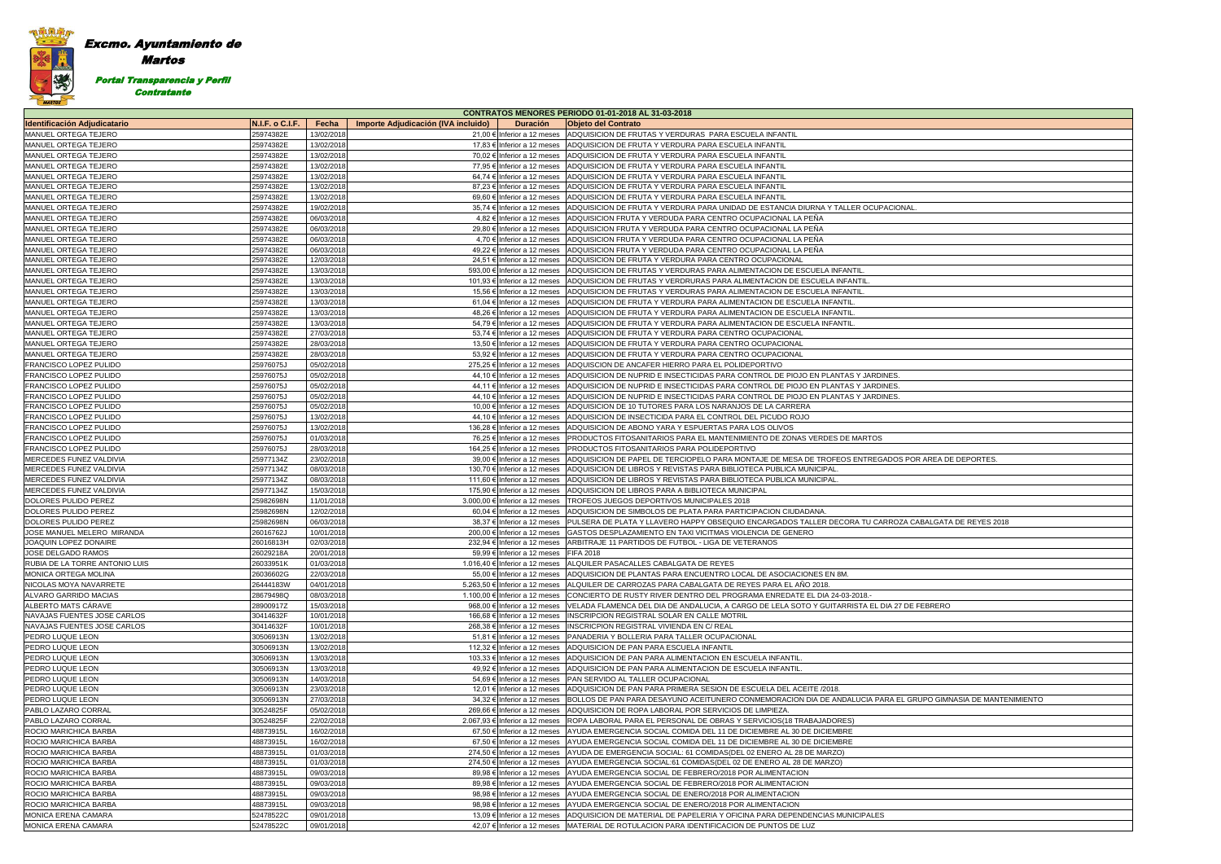# Excmo. Ayuntamiento de Martos

**Portal Transparencia y Perfil Contratante**

| CONTRATOS MENORES PERIODO 01-01-2018 AL 31-03-2018 | | | | | |
|---|---|---|---|---|---|
| Identificación Adjudicatario | N.I.F. o C.I.F. | Fecha | Importe Adjudicación (IVA incluido) | Duración | Objeto del Contrato |
| MANUEL ORTEGA TEJERO | 25974382E | 13/02/2018 | 21,00 € | Inferior a 12 meses | ADQUISICION DE FRUTAS Y VERDURAS PARA ESCUELA INFANTIL |
| MANUEL ORTEGA TEJERO | 25974382E | 13/02/2018 | 17,83 € | Inferior a 12 meses | ADQUISICION DE FRUTA Y VERDURA PARA ESCUELA INFANTIL |
| MANUEL ORTEGA TEJERO | 25974382E | 13/02/2018 | 70,02 € | Inferior a 12 meses | ADQUISICION DE FRUTA Y VERDURA PARA ESCUELA INFANTIL |
| MANUEL ORTEGA TEJERO | 25974382E | 13/02/2018 | 77,95 € | Inferior a 12 meses | ADQUISICION DE FRUTA Y VERDURA PARA ESCUELA INFANTIL |
| MANUEL ORTEGA TEJERO | 25974382E | 13/02/2018 | 64,74 € | Inferior a 12 meses | ADQUISICION DE FRUTA Y VERDURA PARA ESCUELA INFANTIL |
| MANUEL ORTEGA TEJERO | 25974382E | 13/02/2018 | 87,23 € | Inferior a 12 meses | ADQUISICION DE FRUTA Y VERDURA PARA ESCUELA INFANTIL |
| MANUEL ORTEGA TEJERO | 25974382E | 13/02/2018 | 69,60 € | Inferior a 12 meses | ADQUISICION DE FRUTA Y VERDURA PARA ESCUELA INFANTIL |
| MANUEL ORTEGA TEJERO | 25974382E | 19/02/2018 | 35,74 € | Inferior a 12 meses | ADQUISICION DE FRUTA Y VERDURA PARA UNIDAD DE ESTANCIA DIURNA Y TALLER OCUPACIONAL. |
| MANUEL ORTEGA TEJERO | 25974382E | 06/03/2018 | 4,82 € | Inferior a 12 meses | ADQUISICION FRUTA Y VERDUDA PARA CENTRO OCUPACIONAL LA PEÑA |
| MANUEL ORTEGA TEJERO | 25974382E | 06/03/2018 | 29,80 € | Inferior a 12 meses | ADQUISICION FRUTA Y VERDUDA PARA CENTRO OCUPACIONAL LA PEÑA |
| MANUEL ORTEGA TEJERO | 25974382E | 06/03/2018 | 4,70 € | Inferior a 12 meses | ADQUISICION FRUTA Y VERDUDA PARA CENTRO OCUPACIONAL LA PEÑA |
| MANUEL ORTEGA TEJERO | 25974382E | 06/03/2018 | 49,22 € | Inferior a 12 meses | ADQUISICION FRUTA Y VERDUDA PARA CENTRO OCUPACIONAL LA PEÑA |
| MANUEL ORTEGA TEJERO | 25974382E | 12/03/2018 | 24,51 € | Inferior a 12 meses | ADQUISICION DE FRUTA Y VERDURA PARA CENTRO OCUPACIONAL |
| MANUEL ORTEGA TEJERO | 25974382E | 13/03/2018 | 593,00 € | Inferior a 12 meses | ADQUISICION DE FRUTAS Y VERDURAS PARA ALIMENTACION DE ESCUELA INFANTIL. |
| MANUEL ORTEGA TEJERO | 25974382E | 13/03/2018 | 101,93 € | Inferior a 12 meses | ADQUISICION DE FRUTAS Y VERDRURAS PARA ALIMENTACION DE ESCUELA INFANTIL. |
| MANUEL ORTEGA TEJERO | 25974382E | 13/03/2018 | 15,56 € | Inferior a 12 meses | ADQUISICION DE FRUTAS Y VERDURAS PARA ALIMENTACION DE ESCUELA INFANTIL. |
| MANUEL ORTEGA TEJERO | 25974382E | 13/03/2018 | 61,04 € | Inferior a 12 meses | ADQUISICION DE FRUTA Y VERDURA PARA ALIMENTACION DE ESCUELA INFANTIL. |
| MANUEL ORTEGA TEJERO | 25974382E | 13/03/2018 | 48,26 € | Inferior a 12 meses | ADQUISICION DE FRUTA Y VERDURA PARA ALIMENTACION DE ESCUELA INFANTIL. |
| MANUEL ORTEGA TEJERO | 25974382E | 13/03/2018 | 54,79 € | Inferior a 12 meses | ADQUISICION DE FRUTA Y VERDURA PARA ALIMENTACION DE ESCUELA INFANTIL. |
| MANUEL ORTEGA TEJERO | 25974382E | 27/03/2018 | 53,74 € | Inferior a 12 meses | ADQUISICION DE FRUTA Y VERDURA PARA CENTRO OCUPACIONAL |
| MANUEL ORTEGA TEJERO | 25974382E | 28/03/2018 | 13,50 € | Inferior a 12 meses | ADQUISICION DE FRUTA Y VERDURA PARA CENTRO OCUPACIONAL |
| MANUEL ORTEGA TEJERO | 25974382E | 28/03/2018 | 53,92 € | Inferior a 12 meses | ADQUISICION DE FRUTA Y VERDURA PARA CENTRO OCUPACIONAL |
| FRANCISCO LOPEZ PULIDO | 25976075J | 05/02/2018 | 275,25 € | Inferior a 12 meses | ADQUISCION DE ANCAFER HIERRO PARA EL POLIDEPORTIVO |
| FRANCISCO LOPEZ PULIDO | 25976075J | 05/02/2018 | 44,10 € | Inferior a 12 meses | ADQUISICION DE NUPRID E INSECTICIDAS PARA CONTROL DE PIOJO EN PLANTAS Y JARDINES. |
| FRANCISCO LOPEZ PULIDO | 25976075J | 05/02/2018 | 44,11 € | Inferior a 12 meses | ADQUISICION DE NUPRID E INSECTICIDAS PARA CONTROL DE PIOJO EN PLANTAS Y JARDINES. |
| FRANCISCO LOPEZ PULIDO | 25976075J | 05/02/2018 | 44,10 € | Inferior a 12 meses | ADQUISICION DE NUPRID E INSECTICIDAS PARA CONTROL DE PIOJO EN PLANTAS Y JARDINES. |
| FRANCISCO LOPEZ PULIDO | 25976075J | 05/02/2018 | 10,00 € | Inferior a 12 meses | ADQUISICION DE 10 TUTORES PARA LOS NARANJOS DE LA CARRERA |
| FRANCISCO LOPEZ PULIDO | 25976075J | 13/02/2018 | 44,10 € | Inferior a 12 meses | ADQUISICION DE INSECTICIDA PARA EL CONTROL DEL PICUDO ROJO |
| FRANCISCO LOPEZ PULIDO | 25976075J | 13/02/2018 | 136,28 € | Inferior a 12 meses | ADQUISICION DE ABONO YARA Y ESPUERTAS PARA LOS OLIVOS |
| FRANCISCO LOPEZ PULIDO | 25976075J | 01/03/2018 | 76,25 € | Inferior a 12 meses | PRODUCTOS FITOSANITARIOS PARA EL MANTENIMIENTO DE ZONAS VERDES DE MARTOS |
| FRANCISCO LOPEZ PULIDO | 25976075J | 28/03/2018 | 164,25 € | Inferior a 12 meses | PRODUCTOS FITOSANITARIOS PARA POLIDEPORTIVO |
| MERCEDES FUNEZ VALDIVIA | 25977134Z | 23/02/2018 | 39,00 € | Inferior a 12 meses | ADQUISICION DE PAPEL DE TERCIOPELO PARA MONTAJE DE MESA DE TROFEOS ENTREGADOS POR AREA DE DEPORTES. |
| MERCEDES FUNEZ VALDIVIA | 25977134Z | 08/03/2018 | 130,70 € | Inferior a 12 meses | ADQUISICION DE LIBROS Y REVISTAS PARA BIBLIOTECA PUBLICA MUNICIPAL. |
| MERCEDES FUNEZ VALDIVIA | 25977134Z | 08/03/2018 | 111,60 € | Inferior a 12 meses | ADQUISICION DE LIBROS Y REVISTAS PARA BIBLIOTECA PUBLICA MUNICIPAL. |
| MERCEDES FUNEZ VALDIVIA | 25977134Z | 15/03/2018 | 175,90 € | Inferior a 12 meses | ADQUISICION DE LIBROS PARA A BIBLIOTECA MUNICIPAL |
| DOLORES PULIDO PEREZ | 25982698N | 11/01/2018 | 3.000,00 € | Inferior a 12 meses | TROFEOS JUEGOS DEPORTIVOS MUNICIPALES 2018 |
| DOLORES PULIDO PEREZ | 25982698N | 12/02/2018 | 60,04 € | Inferior a 12 meses | ADQUISICION DE SIMBOLOS DE PLATA PARA PARTICIPACION CIUDADANA. |
| DOLORES PULIDO PEREZ | 25982698N | 06/03/2018 | 38,37 € | Inferior a 12 meses | PULSERA DE PLATA Y LLAVERO HAPPY OBSEQUIO ENCARGADOS TALLER DECORA TU CARROZA CABALGATA DE REYES 2018 |
| JOSE MANUEL MELERO MIRANDA | 26016762J | 10/01/2018 | 200,00 € | Inferior a 12 meses | GASTOS DESPLAZAMIENTO EN TAXI VICITMAS VIOLENCIA DE GENERO |
| JOAQUIN LOPEZ DONAIRE | 26016813H | 02/03/2018 | 232,94 € | Inferior a 12 meses | ARBITRAJE 11 PARTIDOS DE FUTBOL - LIGA DE VETERANOS |
| JOSE DELGADO RAMOS | 26029218A | 20/01/2018 | 59,99 € | Inferior a 12 meses | FIFA 2018 |
| RUBIA DE LA TORRE ANTONIO LUIS | 26033951K | 01/03/2018 | 1.016,40 € | Inferior a 12 meses | ALQUILER PASACALLES CABALGATA DE REYES |
| MONICA ORTEGA MOLINA | 26036602G | 22/03/2018 | 55,00 € | Inferior a 12 meses | ADQUISICION DE PLANTAS PARA ENCUENTRO LOCAL DE ASOCIACIONES EN 8M. |
| NICOLAS MOYA NAVARRETE | 26444183W | 04/01/2018 | 5.263,50 € | Inferior a 12 meses | ALQUILER DE CARROZAS PARA CABALGATA DE REYES PARA EL AÑO 2018. |
| ALVARO GARRIDO MACIAS | 28679498Q | 08/03/2018 | 1.100,00 € | Inferior a 12 meses | CONCIERTO DE RUSTY RIVER DENTRO DEL PROGRAMA ENREDATE EL DIA 24-03-2018.- |
| ALBERTO MATS CÁRAVE | 28900917Z | 15/03/2018 | 968,00 € | Inferior a 12 meses | VELADA FLAMENCA DEL DIA DE ANDALUCIA, A CARGO DE LELA SOTO Y GUITARRISTA EL DIA 27 DE FEBRERO |
| NAVAJAS FUENTES JOSE CARLOS | 30414632F | 10/01/2018 | 166,68 € | Inferior a 12 meses | INSCRIPCION REGISTRAL SOLAR EN CALLE MOTRIL |
| NAVAJAS FUENTES JOSE CARLOS | 30414632F | 10/01/2018 | 268,38 € | Inferior a 12 meses | INSCRIPCION REGISTRAL VIVIENDA EN C/ REAL |
| PEDRO LUQUE LEON | 30506913N | 13/02/2018 | 51,81 € | Inferior a 12 meses | PANADERIA Y BOLLERIA PARA TALLER OCUPACIONAL |
| PEDRO LUQUE LEON | 30506913N | 13/02/2018 | 112,32 € | Inferior a 12 meses | ADQUISICION DE PAN PARA ESCUELA INFANTIL |
| PEDRO LUQUE LEON | 30506913N | 13/03/2018 | 103,33 € | Inferior a 12 meses | ADQUISICION DE PAN PARA ALIMENTACION EN ESCUELA INFANTIL. |
| PEDRO LUQUE LEON | 30506913N | 13/03/2018 | 49,92 € | Inferior a 12 meses | ADQUISICION DE PAN PARA ALIMENTACION DE ESCUELA INFANTIL. |
| PEDRO LUQUE LEON | 30506913N | 14/03/2018 | 54,69 € | Inferior a 12 meses | PAN SERVIDO AL TALLER OCUPACIONAL |
| PEDRO LUQUE LEON | 30506913N | 23/03/2018 | 12,01 € | Inferior a 12 meses | ADQUISICION DE PAN PARA PRIMERA SESION DE ESCUELA DEL ACEITE /2018. |
| PEDRO LUQUE LEON | 30506913N | 27/03/2018 | 34,32 € | Inferior a 12 meses | BOLLOS DE PAN PARA DESAYUNO ACEITUNERO CONMEMORACION DIA DE ANDALUCIA PARA EL GRUPO GIMNASIA DE MANTENIMIENTO |
| PABLO LAZARO CORRAL | 30524825F | 05/02/2018 | 269,66 € | Inferior a 12 meses | ADQUISICION DE ROPA LABORAL POR SERVICIOS DE LIMPIEZA. |
| PABLO LAZARO CORRAL | 30524825F | 22/02/2018 | 2.067,93 € | Inferior a 12 meses | ROPA LABORAL PARA EL PERSONAL DE OBRAS Y SERVICIOS(18 TRABAJADORES) |
| ROCIO MARICHICA BARBA | 48873915L | 16/02/2018 | 67,50 € | Inferior a 12 meses | AYUDA EMERGENCIA SOCIAL COMIDA DEL 11 DE DICIEMBRE AL 30 DE DICIEMBRE |
| ROCIO MARICHICA BARBA | 48873915L | 16/02/2018 | 67,50 € | Inferior a 12 meses | AYUDA EMERGENCIA SOCIAL COMIDA DEL 11 DE DICIEMBRE AL 30 DE DICIEMBRE |
| ROCIO MARICHICA BARBA | 48873915L | 01/03/2018 | 274,50 € | Inferior a 12 meses | AYUDA DE EMERGENCIA SOCIAL: 61 COMIDAS(DEL 02 ENERO AL 28 DE MARZO) |
| ROCIO MARICHICA BARBA | 48873915L | 01/03/2018 | 274,50 € | Inferior a 12 meses | AYUDA EMERGENCIA SOCIAL:61 COMIDAS(DEL 02 DE ENERO AL 28 DE MARZO) |
| ROCIO MARICHICA BARBA | 48873915L | 09/03/2018 | 89,98 € | Inferior a 12 meses | AYUDA EMERGENCIA SOCIAL DE FEBRERO/2018 POR ALIMENTACION |
| ROCIO MARICHICA BARBA | 48873915L | 09/03/2018 | 89,98 € | Inferior a 12 meses | AYUDA EMERGENCIA SOCIAL DE FEBRERO/2018 POR ALIMENTACION |
| ROCIO MARICHICA BARBA | 48873915L | 09/03/2018 | 98,98 € | Inferior a 12 meses | AYUDA EMERGENCIA SOCIAL DE ENERO/2018 POR ALIMENTACION |
| ROCIO MARICHICA BARBA | 48873915L | 09/03/2018 | 98,98 € | Inferior a 12 meses | AYUDA EMERGENCIA SOCIAL DE ENERO/2018 POR ALIMENTACION |
| MONICA ERENA CAMARA | 52478522C | 09/01/2018 | 13,09 € | Inferior a 12 meses | ADQUISICION DE MATERIAL DE PAPELERIA Y OFICINA PARA DEPENDENCIAS MUNICIPALES |
| MONICA ERENA CAMARA | 52478522C | 09/01/2018 | 42,07 € | Inferior a 12 meses | MATERIAL DE ROTULACION PARA IDENTIFICACION DE PUNTOS DE LUZ |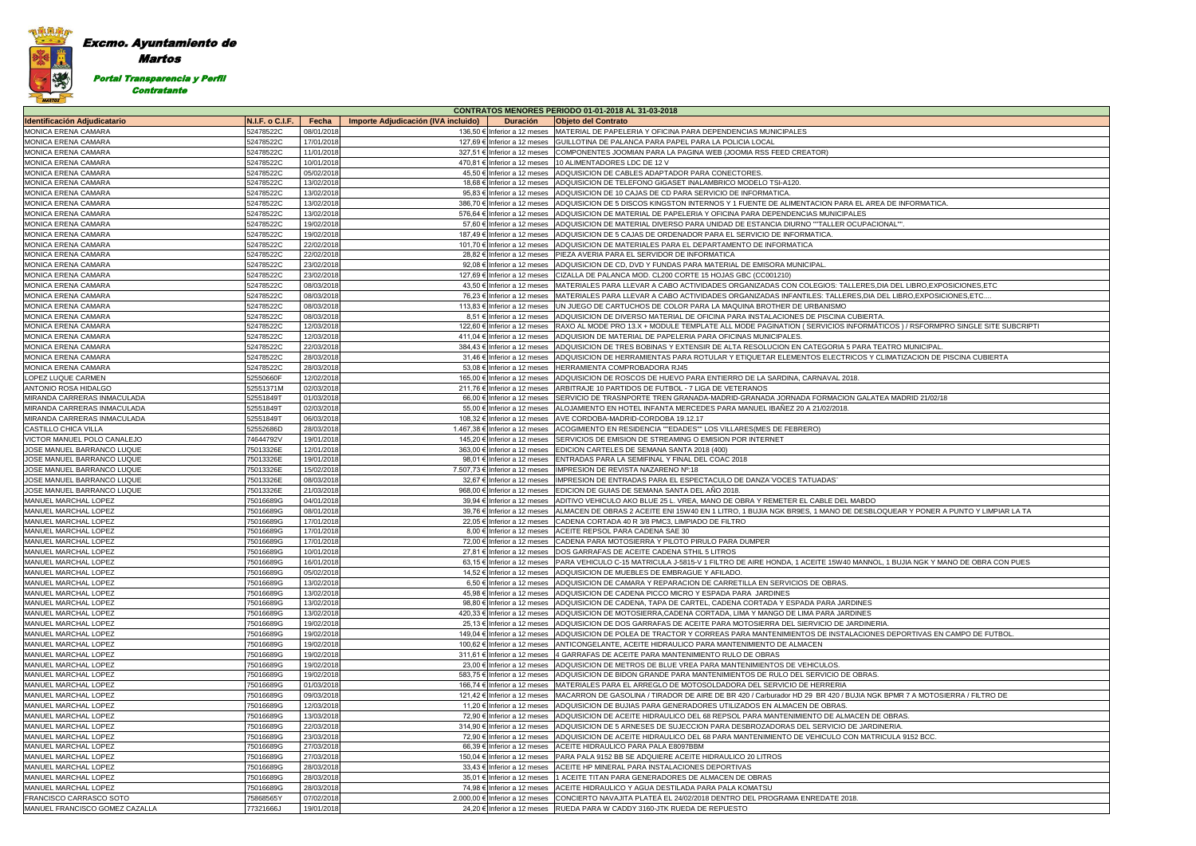**Excmo. Ayuntamiento de Martos**

**Portal Transparencia y Perfil Contratante**

| CONTRATOS MENORES PERIODO 01-01-2018 AL 31-03-2018 | | | | | |
|---|---|---|---|---|---|
| **Identificación Adjudicatario** | **N.I.F. o C.I.F.** | **Fecha** | **Importe Adjudicación (IVA incluido)** | **Duración** | **Objeto del Contrato** |
| MONICA ERENA CAMARA | 52478522C | 08/01/2018 | 136,50 € | Inferior a 12 meses | MATERIAL DE PAPELERIA Y OFICINA PARA DEPENDENCIAS MUNICIPALES |
| MONICA ERENA CAMARA | 52478522C | 17/01/2018 | 127,69 € | Inferior a 12 meses | GUILLOTINA DE PALANCA PARA PAPEL PARA LA POLICIA LOCAL |
| MONICA ERENA CAMARA | 52478522C | 11/01/2018 | 327,51 € | Inferior a 12 meses | COMPONENTES JOOMIAN PARA LA PAGINA WEB (JOOMIA RSS FEED CREATOR) |
| MONICA ERENA CAMARA | 52478522C | 10/01/2018 | 470,81 € | Inferior a 12 meses | 10 ALIMENTADORES LDC DE 12 V |
| MONICA ERENA CAMARA | 52478522C | 05/02/2018 | 45,50 € | Inferior a 12 meses | ADQUISICION DE CABLES ADAPTADOR PARA CONECTORES. |
| MONICA ERENA CAMARA | 52478522C | 13/02/2018 | 18,68 € | Inferior a 12 meses | ADQUISICION DE TELEFONO GIGASET INALAMBRICO MODELO TSI-A120. |
| MONICA ERENA CAMARA | 52478522C | 13/02/2018 | 95,83 € | Inferior a 12 meses | ADQUISICION DE 10 CAJAS DE CD PARA SERVICIO DE INFORMATICA. |
| MONICA ERENA CAMARA | 52478522C | 13/02/2018 | 386,70 € | Inferior a 12 meses | ADQUISICION DE 5 DISCOS KINGSTON INTERNOS Y 1 FUENTE DE ALIMENTACION PARA EL AREA DE INFORMATICA. |
| MONICA ERENA CAMARA | 52478522C | 13/02/2018 | 576,64 € | Inferior a 12 meses | ADQUISICION DE MATERIAL DE PAPELERIA Y OFICINA PARA DEPENDENCIAS MUNICIPALES |
| MONICA ERENA CAMARA | 52478522C | 19/02/2018 | 57,60 € | Inferior a 12 meses | ADQUISICION DE MATERIAL DIVERSO PARA UNIDAD DE ESTANCIA DIURNO ""TALLER OCUPACIONAL"". |
| MONICA ERENA CAMARA | 52478522C | 19/02/2018 | 187,49 € | Inferior a 12 meses | ADQUISICION DE 5 CAJAS DE ORDENADOR PARA EL SERVICIO DE INFORMATICA. |
| MONICA ERENA CAMARA | 52478522C | 22/02/2018 | 101,70 € | Inferior a 12 meses | ADQUISICION DE MATERIALES PARA EL DEPARTAMENTO DE INFORMATICA |
| MONICA ERENA CAMARA | 52478522C | 22/02/2018 | 28,82 € | Inferior a 12 meses | PIEZA AVERIA PARA EL SERVIDOR DE INFORMATICA |
| MONICA ERENA CAMARA | 52478522C | 23/02/2018 | 92,08 € | Inferior a 12 meses | ADQUISICION DE CD, DVD Y FUNDAS PARA MATERIAL DE EMISORA MUNICIPAL. |
| MONICA ERENA CAMARA | 52478522C | 23/02/2018 | 127,69 € | Inferior a 12 meses | CIZALLA DE PALANCA MOD. CL200 CORTE 15 HOJAS GBC (CC001210) |
| MONICA ERENA CAMARA | 52478522C | 08/03/2018 | 43,50 € | Inferior a 12 meses | MATERIALES PARA LLEVAR A CABO ACTIVIDADES ORGANIZADAS CON COLEGIOS: TALLERES,DIA DEL LIBRO,EXPOSICIONES,ETC |
| MONICA ERENA CAMARA | 52478522C | 08/03/2018 | 76,23 € | Inferior a 12 meses | MATERIALES PARA LLEVAR A CABO ACTIVIDADES ORGANIZADAS INFANTILES: TALLERES,DIA DEL LIBRO,EXPOSICIONES,ETC.... |
| MONICA ERENA CAMARA | 52478522C | 08/03/2018 | 113,83 € | Inferior a 12 meses | UN JUEGO DE CARTUCHOS DE COLOR PARA LA MAQUINA BROTHER DE URBANISMO |
| MONICA ERENA CAMARA | 52478522C | 08/03/2018 | 8,51 € | Inferior a 12 meses | ADQUISICION DE DIVERSO MATERIAL DE OFICINA PARA INSTALACIONES DE PISCINA CUBIERTA. |
| MONICA ERENA CAMARA | 52478522C | 12/03/2018 | 122,60 € | Inferior a 12 meses | RAXO AL MODE PRO 13.X + MODULE TEMPLATE ALL MODE PAGINATION ( SERVICIOS INFORMÁTICOS ) / RSFORMPRO SINGLE SITE SUBCRIPTI |
| MONICA ERENA CAMARA | 52478522C | 12/03/2018 | 411,04 € | Inferior a 12 meses | ADQUISION DE MATERIAL DE PAPELERIA PARA OFICINAS MUNICIPALES. |
| MONICA ERENA CAMARA | 52478522C | 22/03/2018 | 384,43 € | Inferior a 12 meses | ADQUISICION DE TRES BOBINAS Y EXTENSIR DE ALTA RESOLUCION EN CATEGORIA 5 PARA TEATRO MUNICIPAL. |
| MONICA ERENA CAMARA | 52478522C | 28/03/2018 | 31,46 € | Inferior a 12 meses | ADQUISICION DE HERRAMIENTAS PARA ROTULAR Y ETIQUETAR ELEMENTOS ELECTRICOS Y CLIMATIZACION DE PISCINA CUBIERTA |
| MONICA ERENA CAMARA | 52478522C | 28/03/2018 | 53,08 € | Inferior a 12 meses | HERRAMIENTA COMPROBADORA RJ45 |
| LOPEZ LUQUE CARMEN | 52550660F | 12/02/2018 | 165,00 € | Inferior a 12 meses | ADQUISICION DE ROSCOS DE HUEVO PARA ENTIERRO DE LA SARDINA, CARNAVAL 2018. |
| ANTONIO ROSA HIDALGO | 52551371M | 02/03/2018 | 211,76 € | Inferior a 12 meses | ARBITRAJE 10 PARTIDOS DE FUTBOL - 7 LIGA DE VETERANOS |
| MIRANDA CARRERAS INMACULADA | 52551849T | 01/03/2018 | 66,00 € | Inferior a 12 meses | SERVICIO DE TRASNPORTE TREN GRANADA-MADRID-GRANADA JORNADA FORMACION GALATEA MADRID 21/02/18 |
| MIRANDA CARRERAS INMACULADA | 52551849T | 02/03/2018 | 55,00 € | Inferior a 12 meses | ALOJAMIENTO EN HOTEL INFANTA MERCEDES PARA MANUEL IBAÑEZ 20 A 21/02/2018. |
| MIRANDA CARRERAS INMACULADA | 52551849T | 06/03/2018 | 108,32 € | Inferior a 12 meses | AVE CORDOBA-MADRID-CORDOBA 19.12.17 |
| CASTILLO CHICA VILLA | 52552686D | 28/03/2018 | 1.467,38 € | Inferior a 12 meses | ACOGIMIENTO EN RESIDENCIA ""EDADES"" LOS VILLARES(MES DE FEBRERO) |
| VICTOR MANUEL POLO CANALEJO | 74644792V | 19/01/2018 | 145,20 € | Inferior a 12 meses | SERVICIOS DE EMISION DE STREAMING O EMISION POR INTERNET |
| JOSE MANUEL BARRANCO LUQUE | 75013326E | 12/01/2018 | 363,00 € | Inferior a 12 meses | EDICION CARTELES DE SEMANA SANTA 2018 (400) |
| JOSE MANUEL BARRANCO LUQUE | 75013326E | 19/01/2018 | 98,01 € | Inferior a 12 meses | ENTRADAS PARA LA SEMIFINAL Y FINAL DEL COAC 2018 |
| JOSE MANUEL BARRANCO LUQUE | 75013326E | 15/02/2018 | 7.507,73 € | Inferior a 12 meses | IMPRESION DE REVISTA NAZARENO Nº:18 |
| JOSE MANUEL BARRANCO LUQUE | 75013326E | 08/03/2018 | 32,67 € | Inferior a 12 meses | IMPRESION DE ENTRADAS PARA EL ESPECTACULO DE DANZA´VOCES TATUADAS´ |
| JOSE MANUEL BARRANCO LUQUE | 75013326E | 21/03/2018 | 968,00 € | Inferior a 12 meses | EDICION DE GUIAS DE SEMANA SANTA DEL AÑO 2018. |
| MANUEL MARCHAL LOPEZ | 75016689G | 04/01/2018 | 39,94 € | Inferior a 12 meses | ADITIVO VEHICULO AKO BLUE 25 L. VREA, MANO DE OBRA Y REMETER EL CABLE DEL MABDO |
| MANUEL MARCHAL LOPEZ | 75016689G | 08/01/2018 | 39,76 € | Inferior a 12 meses | ALMACEN DE OBRAS 2 ACEITE ENI 15W40 EN 1 LITRO, 1 BUJIA NGK BR9ES, 1 MANO DE DESBLOQUEAR Y PONER A PUNTO Y LIMPIAR LA TA |
| MANUEL MARCHAL LOPEZ | 75016689G | 17/01/2018 | 22,05 € | Inferior a 12 meses | CADENA CORTADA 40 R 3/8 PMC3, LIMPIADO DE FILTRO |
| MANUEL MARCHAL LOPEZ | 75016689G | 17/01/2018 | 8,00 € | Inferior a 12 meses | ACEITE REPSOL PARA CADENA SAE 30 |
| MANUEL MARCHAL LOPEZ | 75016689G | 17/01/2018 | 72,00 € | Inferior a 12 meses | CADENA PARA MOTOSIERRA Y PILOTO PIRULO PARA DUMPER |
| MANUEL MARCHAL LOPEZ | 75016689G | 10/01/2018 | 27,81 € | Inferior a 12 meses | DOS GARRAFAS DE ACEITE CADENA STHIL 5 LITROS |
| MANUEL MARCHAL LOPEZ | 75016689G | 16/01/2018 | 63,15 € | Inferior a 12 meses | PARA VEHICULO C-15 MATRICULA J-5815-V 1 FILTRO DE AIRE HONDA, 1 ACEITE 15W40 MANNOL, 1 BUJIA NGK Y MANO DE OBRA CON PUES |
| MANUEL MARCHAL LOPEZ | 75016689G | 05/02/2018 | 14,52 € | Inferior a 12 meses | ADQUISICION DE MUEBLES DE EMBRAGUE Y AFILADO. |
| MANUEL MARCHAL LOPEZ | 75016689G | 13/02/2018 | 6,50 € | Inferior a 12 meses | ADQUISICION DE CAMARA Y REPARACION DE CARRETILLA EN SERVICIOS DE OBRAS. |
| MANUEL MARCHAL LOPEZ | 75016689G | 13/02/2018 | 45,98 € | Inferior a 12 meses | ADQUISICION DE CADENA PICCO MICRO Y ESPADA PARA JARDINES |
| MANUEL MARCHAL LOPEZ | 75016689G | 13/02/2018 | 98,80 € | Inferior a 12 meses | ADQUISICION DE CADENA, TAPA DE CARTEL, CADENA CORTADA Y ESPADA PARA JARDINES |
| MANUEL MARCHAL LOPEZ | 75016689G | 13/02/2018 | 420,33 € | Inferior a 12 meses | ADQUISICION DE MOTOSIERRA,CADENA CORTADA, LIMA Y MANGO DE LIMA PARA JARDINES |
| MANUEL MARCHAL LOPEZ | 75016689G | 19/02/2018 | 25,13 € | Inferior a 12 meses | ADQUISICION DE DOS GARRAFAS DE ACEITE PARA MOTOSIERRA DEL SIERVICIO DE JARDINERIA. |
| MANUEL MARCHAL LOPEZ | 75016689G | 19/02/2018 | 149,04 € | Inferior a 12 meses | ADQUISICION DE POLEA DE TRACTOR Y CORREAS PARA MANTENIMIENTOS DE INSTALACIONES DEPORTIVAS EN CAMPO DE FUTBOL. |
| MANUEL MARCHAL LOPEZ | 75016689G | 19/02/2018 | 100,62 € | Inferior a 12 meses | ANTICONGELANTE, ACEITE HIDRAULICO PARA MANTENIMIENTO DE ALMACEN |
| MANUEL MARCHAL LOPEZ | 75016689G | 19/02/2018 | 311,61 € | Inferior a 12 meses | 4 GARRAFAS DE ACEITE PARA MANTENIMIENTO RULO DE OBRAS |
| MANUEL MARCHAL LOPEZ | 75016689G | 19/02/2018 | 23,00 € | Inferior a 12 meses | ADQUISICION DE METROS DE BLUE VREA PARA MANTENIMIENTOS DE VEHICULOS. |
| MANUEL MARCHAL LOPEZ | 75016689G | 19/02/2018 | 583,75 € | Inferior a 12 meses | ADQUISICION DE BIDON GRANDE PARA MANTENIMIENTOS DE RULO DEL SERVICIO DE OBRAS. |
| MANUEL MARCHAL LOPEZ | 75016689G | 01/03/2018 | 166,74 € | Inferior a 12 meses | MATERIALES PARA EL ARREGLO DE MOTOSOLDADORA DEL SERVICIO DE HERRERIA |
| MANUEL MARCHAL LOPEZ | 75016689G | 09/03/2018 | 121,42 € | Inferior a 12 meses | MACARRON DE GASOLINA / TIRADOR DE AIRE DE BR 420 / Carburador HD 29 BR 420 / BUJIA NGK BPMR 7 A MOTOSIERRA / FILTRO DE |
| MANUEL MARCHAL LOPEZ | 75016689G | 12/03/2018 | 11,20 € | Inferior a 12 meses | ADQUISICION DE BUJIAS PARA GENERADORES UTILIZADOS EN ALMACEN DE OBRAS. |
| MANUEL MARCHAL LOPEZ | 75016689G | 13/03/2018 | 72,90 € | Inferior a 12 meses | ADQUISICION DE ACEITE HIDRAULICO DEL 68 REPSOL PARA MANTENIMIENTO DE ALMACEN DE OBRAS. |
| MANUEL MARCHAL LOPEZ | 75016689G | 22/03/2018 | 314,90 € | Inferior a 12 meses | ADQUISICION DE 5 ARNESES DE SUJECCION PARA DESBROZADORAS DEL SERVICIO DE JARDINERIA. |
| MANUEL MARCHAL LOPEZ | 75016689G | 23/03/2018 | 72,90 € | Inferior a 12 meses | ADQUISICION DE ACEITE HIDRAULICO DEL 68 PARA MANTENIMIENTO DE VEHICULO CON MATRICULA 9152 BCC. |
| MANUEL MARCHAL LOPEZ | 75016689G | 27/03/2018 | 66,39 € | Inferior a 12 meses | ACEITE HIDRAULICO PARA PALA E8097BBM |
| MANUEL MARCHAL LOPEZ | 75016689G | 27/03/2018 | 150,04 € | Inferior a 12 meses | PARA PALA 9152 BB SE ADQUIERE ACEITE HIDRAULICO 20 LITROS |
| MANUEL MARCHAL LOPEZ | 75016689G | 28/03/2018 | 33,43 € | Inferior a 12 meses | ACEITE HP MINERAL PARA INSTALACIONES DEPORTIVAS |
| MANUEL MARCHAL LOPEZ | 75016689G | 28/03/2018 | 35,01 € | Inferior a 12 meses | 1 ACEITE TITAN PARA GENERADORES DE ALMACEN DE OBRAS |
| MANUEL MARCHAL LOPEZ | 75016689G | 28/03/2018 | 74,98 € | Inferior a 12 meses | ACEITE HIDRAULICO Y AGUA DESTILADA PARA PALA KOMATSU |
| FRANCISCO CARRASCO SOTO | 75868565Y | 07/02/2018 | 2.000,00 € | Inferior a 12 meses | CONCIERTO NAVAJITA PLATEÁ EL 24/02/2018 DENTRO DEL PROGRAMA ENREDATE 2018. |
| MANUEL FRANCISCO GOMEZ CAZALLA | 77321666J | 19/01/2018 | 24,20 € | Inferior a 12 meses | RUEDA PARA W CADDY 3160-JTK RUEDA DE REPUESTO |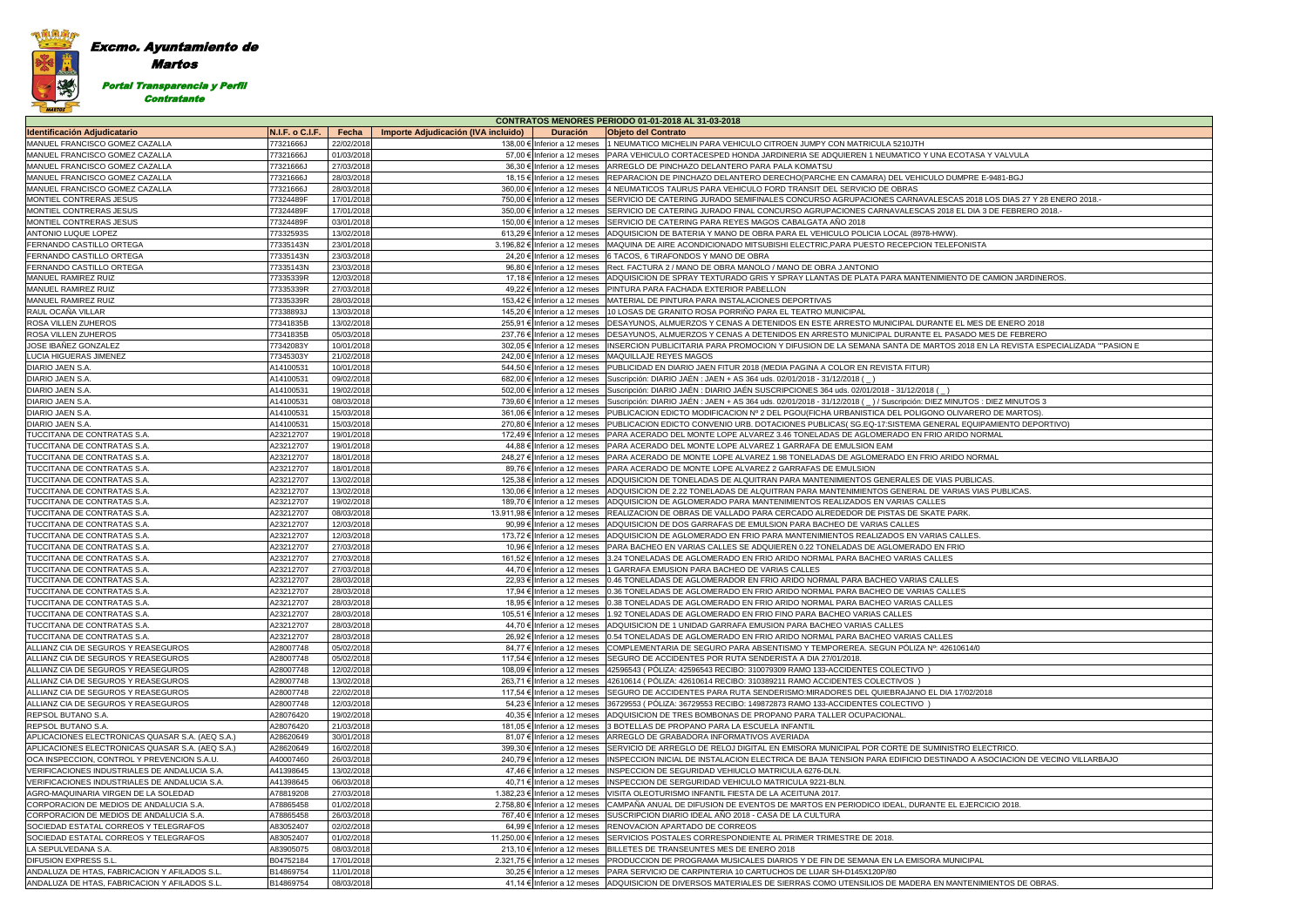# Excmo. Ayuntamiento de Martos

**Portal Transparencia y Perfil Contratante**

| CONTRATOS MENORES PERIODO 01-01-2018 AL 31-03-2018 | | | | | |
|---|---|---|---|---|---|
| **Identificación Adjudicatario** | **N.I.F. o C.I.F.** | **Fecha** | **Importe Adjudicación (IVA incluido)** | **Duración** | **Objeto del Contrato** |
| MANUEL FRANCISCO GOMEZ CAZALLA | 77321666J | 22/02/2018 | 138,00 € | Inferior a 12 meses | 1 NEUMATICO MICHELIN PARA VEHICULO CITROEN JUMPY CON MATRICULA 5210JTH |
| MANUEL FRANCISCO GOMEZ CAZALLA | 77321666J | 01/03/2018 | 57,00 € | Inferior a 12 meses | PARA VEHICULO CORTACESPED HONDA JARDINERIA SE ADQUIEREN 1 NEUMATICO Y UNA ECOTASA Y VALVULA |
| MANUEL FRANCISCO GOMEZ CAZALLA | 77321666J | 27/03/2018 | 36,30 € | Inferior a 12 meses | ARREGLO DE PINCHAZO DELANTERO PARA PALA KOMATSU |
| MANUEL FRANCISCO GOMEZ CAZALLA | 77321666J | 28/03/2018 | 18,15 € | Inferior a 12 meses | REPARACION DE PINCHAZO DELANTERO DERECHO(PARCHE EN CAMARA) DEL VEHICULO DUMPRE E-9481-BGJ |
| MANUEL FRANCISCO GOMEZ CAZALLA | 77321666J | 28/03/2018 | 360,00 € | Inferior a 12 meses | 4 NEUMATICOS TAURUS PARA VEHICULO FORD TRANSIT DEL SERVICIO DE OBRAS |
| MONTIEL CONTRERAS JESUS | 77324489F | 17/01/2018 | 750,00 € | Inferior a 12 meses | SERVICIO DE CATERING JURADO SEMIFINALES CONCURSO AGRUPACIONES CARNAVALESCAS 2018 LOS DIAS 27 Y 28 ENERO 2018.- |
| MONTIEL CONTRERAS JESUS | 77324489F | 17/01/2018 | 350,00 € | Inferior a 12 meses | SERVICIO DE CATERING JURADO FINAL CONCURSO AGRUPACIONES CARNAVALESCAS 2018 EL DIA 3 DE FEBRERO 2018.- |
| MONTIEL CONTRERAS JESUS | 77324489F | 03/01/2018 | 150,00 € | Inferior a 12 meses | SERVICIO DE CATERING PARA REYES MAGOS CABALGATA AÑO 2018 |
| ANTONIO LUQUE LOPEZ | 77332593S | 13/02/2018 | 613,29 € | Inferior a 12 meses | ADQUISICION DE BATERIA Y MANO DE OBRA PARA EL VEHICULO POLICIA LOCAL (8978-HWW). |
| FERNANDO CASTILLO ORTEGA | 77335143N | 23/01/2018 | 3.196,82 € | Inferior a 12 meses | MAQUINA DE AIRE ACONDICIONADO MITSUBISHI ELECTRIC,PARA PUESTO RECEPCION TELEFONISTA |
| FERNANDO CASTILLO ORTEGA | 77335143N | 23/03/2018 | 24,20 € | Inferior a 12 meses | 6 TACOS, 6 TIRAFONDOS Y MANO DE OBRA |
| FERNANDO CASTILLO ORTEGA | 77335143N | 23/03/2018 | 96,80 € | Inferior a 12 meses | Rect. FACTURA 2 / MANO DE OBRA MANOLO / MANO DE OBRA J.ANTONIO |
| MANUEL RAMIREZ RUIZ | 77335339R | 12/03/2018 | 17,18 € | Inferior a 12 meses | ADQUISICION DE SPRAY TEXTURADO GRIS Y SPRAY LLANTAS DE PLATA PARA MANTENIMIENTO DE CAMION JARDINEROS. |
| MANUEL RAMIREZ RUIZ | 77335339R | 27/03/2018 | 49,22 € | Inferior a 12 meses | PINTURA PARA FACHADA EXTERIOR PABELLON |
| MANUEL RAMIREZ RUIZ | 77335339R | 28/03/2018 | 153,42 € | Inferior a 12 meses | MATERIAL DE PINTURA PARA INSTALACIONES DEPORTIVAS |
| RAUL OCAÑA VILLAR | 77338893J | 13/03/2018 | 145,20 € | Inferior a 12 meses | 10 LOSAS DE GRANITO ROSA PORRIÑO PARA EL TEATRO MUNICIPAL |
| ROSA VILLEN ZUHEROS | 77341835B | 13/02/2018 | 255,91 € | Inferior a 12 meses | DESAYUNOS, ALMUERZOS Y CENAS A DETENIDOS EN ESTE ARRESTO MUNICIPAL DURANTE EL MES DE ENERO 2018 |
| ROSA VILLEN ZUHEROS | 77341835B | 05/03/2018 | 237,76 € | Inferior a 12 meses | DESAYUNOS, ALMUERZOS Y CENAS A DETENIDOS EN ARRESTO MUNICIPAL DURANTE EL PASADO MES DE FEBRERO |
| JOSE IBAÑEZ GONZALEZ | 77342083Y | 10/01/2018 | 302,05 € | Inferior a 12 meses | INSERCION PUBLICITARIA PARA PROMOCION Y DIFUSION DE LA SEMANA SANTA DE MARTOS 2018 EN LA REVISTA ESPECIALIZADA ""PASION E |
| LUCIA HIGUERAS JIMENEZ | 77345303Y | 21/02/2018 | 242,00 € | Inferior a 12 meses | MAQUILLAJE REYES MAGOS |
| DIARIO JAEN S.A. | A14100531 | 10/01/2018 | 544,50 € | Inferior a 12 meses | PUBLICIDAD EN DIARIO JAEN FITUR 2018 (MEDIA PAGINA A COLOR EN REVISTA FITUR) |
| DIARIO JAEN S.A. | A14100531 | 09/02/2018 | 682,00 € | Inferior a 12 meses | Suscripción: DIARIO JAÉN : JAEN + AS 364 uds. 02/01/2018 - 31/12/2018 ( _ ) |
| DIARIO JAEN S.A. | A14100531 | 19/02/2018 | 502,00 € | Inferior a 12 meses | Suscripción: DIARIO JAÉN : DIARIO JAÉN SUSCRIPCIONES 364 uds. 02/01/2018 - 31/12/2018 ( _ ) |
| DIARIO JAEN S.A. | A14100531 | 08/03/2018 | 739,60 € | Inferior a 12 meses | Suscripción: DIARIO JAÉN : JAEN + AS 364 uds. 02/01/2018 - 31/12/2018 ( _ ) / Suscripción: DIEZ MINUTOS : DIEZ MINUTOS 3 |
| DIARIO JAEN S.A. | A14100531 | 15/03/2018 | 361,06 € | Inferior a 12 meses | PUBLICACION EDICTO MODIFICACION Nº 2 DEL PGOU(FICHA URBANISTICA DEL POLIGONO OLIVARERO DE MARTOS). |
| DIARIO JAEN S.A. | A14100531 | 15/03/2018 | 270,80 € | Inferior a 12 meses | PUBLICACION EDICTO CONVENIO URB. DOTACIONES PUBLICAS( SG.EQ-17:SISTEMA GENERAL EQUIPAMIENTO DEPORTIVO) |
| TUCCITANA DE CONTRATAS S.A. | A23212707 | 19/01/2018 | 172,49 € | Inferior a 12 meses | PARA ACERADO DEL MONTE LOPE ALVAREZ 3.46 TONELADAS DE AGLOMERADO EN FRIO ARIDO NORMAL |
| TUCCITANA DE CONTRATAS S.A. | A23212707 | 19/01/2018 | 44,88 € | Inferior a 12 meses | PARA ACERADO DEL MONTE LOPE ALVAREZ 1 GARRAFA DE EMULSION EAM |
| TUCCITANA DE CONTRATAS S.A. | A23212707 | 18/01/2018 | 248,27 € | Inferior a 12 meses | PARA ACERADO DE MONTE LOPE ALVAREZ 1.98 TONELADAS DE AGLOMERADO EN FRIO ARIDO NORMAL |
| TUCCITANA DE CONTRATAS S.A. | A23212707 | 18/01/2018 | 89,76 € | Inferior a 12 meses | PARA ACERADO DE MONTE LOPE ALVAREZ 2 GARRAFAS DE EMULSION |
| TUCCITANA DE CONTRATAS S.A. | A23212707 | 13/02/2018 | 125,38 € | Inferior a 12 meses | ADQUISICION DE TONELADAS DE ALQUITRAN PARA MANTENIMIENTOS GENERALES DE VIAS PUBLICAS. |
| TUCCITANA DE CONTRATAS S.A. | A23212707 | 13/02/2018 | 130,06 € | Inferior a 12 meses | ADQUISICION DE 2.22 TONELADAS DE ALQUITRAN PARA MANTENIMIENTOS GENERAL DE VARIAS VIAS PUBLICAS. |
| TUCCITANA DE CONTRATAS S.A. | A23212707 | 19/02/2018 | 189,70 € | Inferior a 12 meses | ADQUISICION DE AGLOMERADO PARA MANTENIMIENTOS REALIZADOS EN VARIAS CALLES |
| TUCCITANA DE CONTRATAS S.A. | A23212707 | 08/03/2018 | 13.911,98 € | Inferior a 12 meses | REALIZACION DE OBRAS DE VALLADO PARA CERCADO ALREDEDOR DE PISTAS DE SKATE PARK. |
| TUCCITANA DE CONTRATAS S.A. | A23212707 | 12/03/2018 | 90,99 € | Inferior a 12 meses | ADQUISICION DE DOS GARRAFAS DE EMULSION PARA BACHEO DE VARIAS CALLES |
| TUCCITANA DE CONTRATAS S.A. | A23212707 | 12/03/2018 | 173,72 € | Inferior a 12 meses | ADQUISICION DE AGLOMERADO EN FRIO PARA MANTENIMIENTOS REALIZADOS EN VARIAS CALLES. |
| TUCCITANA DE CONTRATAS S.A. | A23212707 | 27/03/2018 | 10,96 € | Inferior a 12 meses | PARA BACHEO EN VARIAS CALLES SE ADQUIEREN 0.22 TONELADAS DE AGLOMERADO EN FRIO |
| TUCCITANA DE CONTRATAS S.A. | A23212707 | 27/03/2018 | 161,52 € | Inferior a 12 meses | 3.24 TONELADAS DE AGLOMERADO EN FRIO ARIDO NORMAL PARA BACHEO VARIAS CALLES |
| TUCCITANA DE CONTRATAS S.A. | A23212707 | 27/03/2018 | 44,70 € | Inferior a 12 meses | 1 GARRAFA EMUSION PARA BACHEO DE VARIAS CALLES |
| TUCCITANA DE CONTRATAS S.A. | A23212707 | 28/03/2018 | 22,93 € | Inferior a 12 meses | 0.46 TONELADAS DE AGLOMERADOR EN FRIO ARIDO NORMAL PARA BACHEO VARIAS CALLES |
| TUCCITANA DE CONTRATAS S.A. | A23212707 | 28/03/2018 | 17,94 € | Inferior a 12 meses | 0.36 TONELADAS DE AGLOMERADO EN FRIO ARIDO NORMAL PARA BACHEO DE VARIAS CALLES |
| TUCCITANA DE CONTRATAS S.A. | A23212707 | 28/03/2018 | 18,95 € | Inferior a 12 meses | 0.38 TONELADAS DE AGLOMERADO EN FRIO ARIDO NORMAL PARA BACHEO VARIAS CALLES |
| TUCCITANA DE CONTRATAS S.A. | A23212707 | 28/03/2018 | 105,51 € | Inferior a 12 meses | 1.92 TONELADAS DE AGLOMERADO EN FRIO FINO PARA BACHEO VARIAS CALLES |
| TUCCITANA DE CONTRATAS S.A. | A23212707 | 28/03/2018 | 44,70 € | Inferior a 12 meses | ADQUISICION DE 1 UNIDAD GARRAFA EMUSION PARA BACHEO VARIAS CALLES |
| TUCCITANA DE CONTRATAS S.A. | A23212707 | 28/03/2018 | 26,92 € | Inferior a 12 meses | 0.54 TONELADAS DE AGLOMERADO EN FRIO ARIDO NORMAL PARA BACHEO VARIAS CALLES |
| ALLIANZ CIA DE SEGUROS Y REASEGUROS | A28007748 | 05/02/2018 | 84,77 € | Inferior a 12 meses | COMPLEMENTARIA DE SEGURO PARA ABSENTISMO Y TEMPORERA. SEGUN PÓLIZA Nº: 42610614/0 |
| ALLIANZ CIA DE SEGUROS Y REASEGUROS | A28007748 | 05/02/2018 | 117,54 € | Inferior a 12 meses | SEGURO DE ACCIDENTES POR RUTA SENDERISTA A DIA 27/01/2018. |
| ALLIANZ CIA DE SEGUROS Y REASEGUROS | A28007748 | 12/02/2018 | 108,09 € | Inferior a 12 meses | 42596543 ( PÓLIZA: 42596543 RECIBO: 310079309 RAMO 133-ACCIDENTES COLECTIVO ) |
| ALLIANZ CIA DE SEGUROS Y REASEGUROS | A28007748 | 13/02/2018 | 263,71 € | Inferior a 12 meses | 42610614 ( PÓLIZA: 42610614 RECIBO: 310389211 RAMO ACCIDENTES COLECTIVOS ) |
| ALLIANZ CIA DE SEGUROS Y REASEGUROS | A28007748 | 22/02/2018 | 117,54 € | Inferior a 12 meses | SEGURO DE ACCIDENTES PARA RUTA SENDERISMO:MIRADORES DEL QUIEBRAJANO EL DIA 17/02/2018 |
| ALLIANZ CIA DE SEGUROS Y REASEGUROS | A28007748 | 12/03/2018 | 54,23 € | Inferior a 12 meses | 36729553 ( PÓLIZA: 36729553 RECIBO: 149872873 RAMO 133-ACCIDENTES COLECTIVO ) |
| REPSOL BUTANO S.A. | A28076420 | 19/02/2018 | 40,35 € | Inferior a 12 meses | ADQUISICION DE TRES BOMBONAS DE PROPANO PARA TALLER OCUPACIONAL. |
| REPSOL BUTANO S.A. | A28076420 | 21/03/2018 | 181,05 € | Inferior a 12 meses | 3 BOTELLAS DE PROPANO PARA LA ESCUELA INFANTIL |
| APLICACIONES ELECTRONICAS QUASAR S.A. (AEQ S.A.) | A28620649 | 30/01/2018 | 81,07 € | Inferior a 12 meses | ARREGLO DE GRABADORA INFORMATIVOS AVERIADA |
| APLICACIONES ELECTRONICAS QUASAR S.A. (AEQ S.A.) | A28620649 | 16/02/2018 | 399,30 € | Inferior a 12 meses | SERVICIO DE ARREGLO DE RELOJ DIGITAL EN EMISORA MUNICIPAL POR CORTE DE SUMINISTRO ELECTRICO. |
| OCA INSPECCION, CONTROL Y PREVENCION S.A.U. | A40007460 | 26/03/2018 | 240,79 € | Inferior a 12 meses | INSPECCION INICIAL DE INSTALACION ELECTRICA DE BAJA TENSION PARA EDIFICIO DESTINADO A ASOCIACION DE VECINO VILLARBAJO |
| VERIFICACIONES INDUSTRIALES DE ANDALUCIA S.A. | A41398645 | 13/02/2018 | 47,46 € | Inferior a 12 meses | INSPECCION DE SEGURIDAD VEHIUCLO MATRICULA 6276-DLN. |
| VERIFICACIONES INDUSTRIALES DE ANDALUCIA S.A. | A41398645 | 06/03/2018 | 40,71 € | Inferior a 12 meses | INSPECCION DE SERGURIDAD VEHICULO MATRICULA 9221-BLN. |
| AGRO-MAQUINARIA VIRGEN DE LA SOLEDAD | A78819208 | 27/03/2018 | 1.382,23 € | Inferior a 12 meses | VISITA OLEOTURISMO INFANTIL FIESTA DE LA ACEITUNA 2017. |
| CORPORACION DE MEDIOS DE ANDALUCIA S.A. | A78865458 | 01/02/2018 | 2.758,80 € | Inferior a 12 meses | CAMPAÑA ANUAL DE DIFUSION DE EVENTOS DE MARTOS EN PERIODICO IDEAL, DURANTE EL EJERCICIO 2018. |
| CORPORACION DE MEDIOS DE ANDALUCIA S.A. | A78865458 | 26/03/2018 | 767,40 € | Inferior a 12 meses | SUSCRIPCION DIARIO IDEAL AÑO 2018 - CASA DE LA CULTURA |
| SOCIEDAD ESTATAL CORREOS Y TELEGRAFOS | A83052407 | 02/02/2018 | 64,99 € | Inferior a 12 meses | RENOVACION APARTADO DE CORREOS |
| SOCIEDAD ESTATAL CORREOS Y TELEGRAFOS | A83052407 | 01/02/2018 | 11.250,00 € | Inferior a 12 meses | SERVICIOS POSTALES CORRESPONDIENTE AL PRIMER TRIMESTRE DE 2018. |
| LA SEPULVEDANA S.A. | A83905075 | 08/03/2018 | 213,10 € | Inferior a 12 meses | BILLETES DE TRANSEUNTES MES DE ENERO 2018 |
| DIFUSION EXPRESS S.L. | B04752184 | 17/01/2018 | 2.321,75 € | Inferior a 12 meses | PRODUCCION DE PROGRAMA MUSICALES DIARIOS Y DE FIN DE SEMANA EN LA EMISORA MUNICIPAL |
| ANDALUZA DE HTAS, FABRICACION Y AFILADOS S.L. | B14869754 | 11/01/2018 | 30,25 € | Inferior a 12 meses | PARA SERVICIO DE CARPINTERIA 10 CARTUCHOS DE LIJAR SH-D145X120P/80 |
| ANDALUZA DE HTAS, FABRICACION Y AFILADOS S.L. | B14869754 | 08/03/2018 | 41,14 € | Inferior a 12 meses | ADQUISICION DE DIVERSOS MATERIALES DE SIERRAS COMO UTENSILIOS DE MADERA EN MANTENIMIENTOS DE OBRAS. |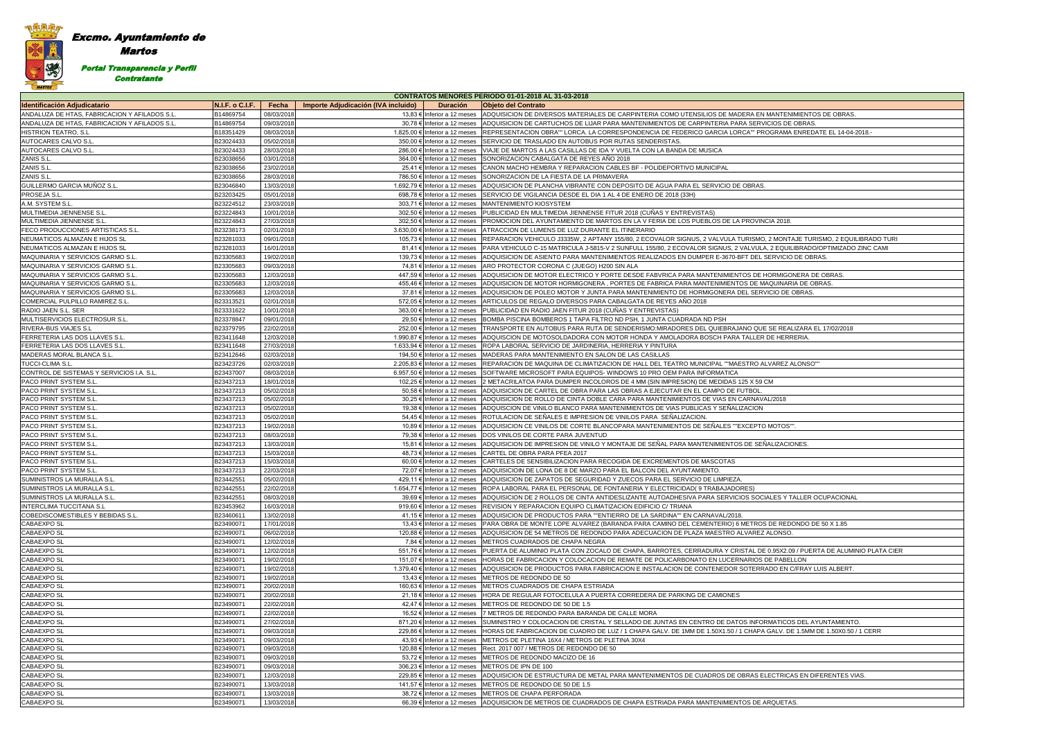# Excmo. Ayuntamiento de Martos

**Portal Transparencia y Perfil Contratante**

| CONTRATOS MENORES PERIODO 01-01-2018 AL 31-03-2018 | | | | | |
|---|---|---|---|---|---|
| **Identificación Adjudicatario** | **N.I.F. o C.I.F.** | **Fecha** | **Importe Adjudicación (IVA incluido)** | **Duración** | **Objeto del Contrato** |
| ANDALUZA DE HTAS, FABRICACION Y AFILADOS S.L. | B14869754 | 08/03/2018 | 13,83 € | Inferior a 12 meses | ADQUISICION DE DIVERSOS MATERIALES DE CARPINTERIA COMO UTENSILIOS DE MADERA EN MANTENIMIENTOS DE OBRAS. |
| ANDALUZA DE HTAS, FABRICACION Y AFILADOS S.L. | B14869754 | 09/03/2018 | 30,78 € | Inferior a 12 meses | ADQUISICION DE CARTUCHOS DE LIJAR PARA MANTENIMIENTOS DE CARPINTERIA PARA SERVICIOS DE OBRAS. |
| HISTRION TEATRO, S.L | B18351429 | 08/03/2018 | 1.825,00 € | Inferior a 12 meses | REPRESENTACION OBRA"" LORCA. LA CORRESPONDENCIA DE FEDERICO GARCIA LORCA"" PROGRAMA ENREDATE EL 14-04-2018.- |
| AUTOCARES CALVO S.L. | B23024433 | 05/02/2018 | 350,00 € | Inferior a 12 meses | SERVICIO DE TRASLADO EN AUTOBUS POR RUTAS SENDERISTAS. |
| AUTOCARES CALVO S.L. | B23024433 | 28/03/2018 | 286,00 € | Inferior a 12 meses | VIAJE DE MARTOS A LAS CASILLAS DE IDA Y VUELTA CON LA BANDA DE MUSICA |
| ZANIS S.L. | B23038656 | 03/01/2018 | 364,00 € | Inferior a 12 meses | SONORIZACION CABALGATA DE REYES AÑO 2018 |
| ZANIS S.L. | B23038656 | 23/02/2018 | 25,41 € | Inferior a 12 meses | CANON MACHO HEMBRA Y REPARACION CABLES BF - POLIDEPORTIVO MUNICIPAL |
| ZANIS S.L. | B23038656 | 28/03/2018 | 786,50 € | Inferior a 12 meses | SONORIZACION DE LA FIESTA DE LA PRIMAVERA |
| GUILLERMO GARCIA MUÑOZ S.L. | B23046840 | 13/03/2018 | 1.692,79 € | Inferior a 12 meses | ADQUISICION DE PLANCHA VIBRANTE CON DEPOSITO DE AGUA PARA EL SERVICIO DE OBRAS. |
| PROSEJA S.L. | B23203425 | 05/01/2018 | 698,78 € | Inferior a 12 meses | SERVICIO DE VIGILANCIA DESDE EL DIA 1 AL 4 DE ENERO DE 2018 (33H) |
| A.M. SYSTEM S.L. | B23224512 | 23/03/2018 | 303,71 € | Inferior a 12 meses | MANTENIMIENTO KIOSYSTEM |
| MULTIMEDIA JIENNENSE S.L. | B23224843 | 10/01/2018 | 302,50 € | Inferior a 12 meses | PUBLICIDAD EN MULTIMEDIA JIENNENSE FITUR 2018 (CUÑAS Y ENTREVISTAS) |
| MULTIMEDIA JIENNENSE S.L. | B23224843 | 27/03/2018 | 302,50 € | Inferior a 12 meses | PROMOCION DEL AYUNTAMIENTO DE MARTOS EN LA V FERIA DE LOS PUEBLOS DE LA PROVINCIA 2018. |
| FECO PRODUCCIONES ARTISTICAS S.L. | B23238173 | 02/01/2018 | 3.630,00 € | Inferior a 12 meses | ATRACCION DE LUMENS DE LUZ DURANTE EL ITINERARIO |
| NEUMATICOS ALMAZAN E HIJOS SL | B23281033 | 09/01/2018 | 105,73 € | Inferior a 12 meses | REPARACION VEHICULO J3335W, 2 APTANY 155/80, 2 ECOVALOR SIGNUS, 2 VALVULA TURISMO, 2 MONTAJE TURISMO, 2 EQUILIBRADO TURI |
| NEUMATICOS ALMAZAN E HIJOS SL | B23281033 | 16/01/2018 | 81,41 € | Inferior a 12 meses | PARA VEHICULO C-15 MATRICULA J-5815-V 2 SUNFULL 155/80, 2 ECOVALOR SIGNUS, 2 VALVULA, 2 EQUILIBRADO/OPTIMIZADO ZINC CAMI |
| MAQUINARIA Y SERVICIOS GARMO S.L. | B23305683 | 19/02/2018 | 139,73 € | Inferior a 12 meses | ADQUISICION DE ASIENTO PARA MANTENIMIENTOS REALIZADOS EN DUMPER E-3670-BFT DEL SERVICIO DE OBRAS. |
| MAQUINARIA Y SERVICIOS GARMO S.L. | B23305683 | 09/03/2018 | 74,81 € | Inferior a 12 meses | ARO PROTECTOR CORONA C (JUEGO) H200 SIN ALA |
| MAQUINARIA Y SERVICIOS GARMO S.L. | B23305683 | 12/03/2018 | 447,59 € | Inferior a 12 meses | ADQUISICION DE MOTOR ELECTRICO Y PORTE DESDE FABRICA PARA MANTENIMIENTOS DE HORMIGONERA DE OBRAS. |
| MAQUINARIA Y SERVICIOS GARMO S.L. | B23305683 | 12/03/2018 | 455,46 € | Inferior a 12 meses | ADQUISICION DE MOTOR HORMIGONERA , PORTES DE FABRICA PARA MANTENIMIENTOS DE MAQUINARIA DE OBRAS. |
| MAQUINARIA Y SERVICIOS GARMO S.L. | B23305683 | 12/03/2018 | 37,81 € | Inferior a 12 meses | ADQUISICION DE POLEO MOTOR Y JUNTA PARA MANTENIMIENTO DE HORMIGONERA DEL SERVICIO DE OBRAS. |
| COMERCIAL PULPILLO RAMIREZ S.L. | B23313521 | 02/01/2018 | 572,05 € | Inferior a 12 meses | ARTICULOS DE REGALO DIVERSOS PARA CABALGATA DE REYES AÑO 2018 |
| RADIO JAEN S.L. SER | B23331622 | 10/01/2018 | 363,00 € | Inferior a 12 meses | PUBLICIDAD EN RADIO JAEN FITUR 2018 (CUÑAS Y ENTREVISTAS) |
| MULTISERVICIOS ELECTROSUR S.L. | B23378847 | 09/01/2018 | 29,50 € | Inferior a 12 meses | BOMBA PISCINA BOMBEROS 1 TAPA FILTRO ND PSH, 1 JUNTA CUADRADA ND PSH |
| RIVERA-BUS VIAJES S.L | B23379795 | 22/02/2018 | 252,00 € | Inferior a 12 meses | TRANSPORTE EN AUTOBUS PARA RUTA DE SENDERISMO:MIRADORES DEL QUIEBRAJANO QUE SE REALIZARA EL 17/02/2018 |
| FERRETERIA LAS DOS LLAVES S.L. | B23411648 | 12/03/2018 | 1.990,87 € | Inferior a 12 meses | ADQUISCION DE MOTOSOLDADORA CON MOTOR HONDA Y AMOLADORA BOSCH PARA TALLER DE HERRERIA. |
| FERRETERIA LAS DOS LLAVES S.L. | B23411648 | 27/03/2018 | 1.633,94 € | Inferior a 12 meses | ROPA LABORAL SERVICIO DE JARDINERIA, HERRERIA Y PINTURA |
| MADERAS MORAL BLANCA S.L. | B23412646 | 02/03/2018 | 194,50 € | Inferior a 12 meses | MADERAS PARA MANTENIMIENTO EN SALON DE LAS CASILLAS |
| TUCCI-CLIMA S.L. | B23423726 | 02/03/2018 | 2.205,83 € | Inferior a 12 meses | REPARACION DE MAQUINA DE CLIMATIZACION DE HALL DEL TEATRO MUNICIPAL ""MAESTRO ALVAREZ ALONSO"" |
| CONTROL DE SISTEMAS Y SERVICIOS I.A. S.L. | B23437007 | 08/03/2018 | 6.957,50 € | Inferior a 12 meses | SOFTWARE MICROSOFT PARA EQUIPOS- WINDOWS 10 PRO OEM PARA INFORMATICA |
| PACO PRINT SYSTEM S.L. | B23437213 | 18/01/2018 | 102,25 € | Inferior a 12 meses | 2 METACRILATOA PARA DUMPER INCOLOROS DE 4 MM (SIN IMPRESION) DE MEDIDAS 125 X 59 CM |
| PACO PRINT SYSTEM S.L. | B23437213 | 05/02/2018 | 50,58 € | Inferior a 12 meses | ADQUISICION DE CARTEL DE OBRA PARA LAS OBRAS A EJECUTAR EN EL CAMPO DE FUTBOL. |
| PACO PRINT SYSTEM S.L. | B23437213 | 05/02/2018 | 30,25 € | Inferior a 12 meses | ADQUISICION DE ROLLO DE CINTA DOBLE CARA PARA MANTENIMIENTOS DE VIAS EN CARNAVAL/2018 |
| PACO PRINT SYSTEM S.L. | B23437213 | 05/02/2018 | 19,38 € | Inferior a 12 meses | ADQUISCION DE VINILO BLANCO PARA MANTENIMIENTOS DE VIAS PUBLICAS Y SEÑALIZACION |
| PACO PRINT SYSTEM S.L. | B23437213 | 05/02/2018 | 54,45 € | Inferior a 12 meses | ROTULACION DE SEÑALES E IMPRESION DE VINILOS PARA SEÑALIZACION. |
| PACO PRINT SYSTEM S.L. | B23437213 | 19/02/2018 | 10,89 € | Inferior a 12 meses | ADQUISICION CE VINILOS DE CORTE BLANCOPARA MANTENIMIENTOS DE SEÑALES ""EXCEPTO MOTOS"". |
| PACO PRINT SYSTEM S.L. | B23437213 | 08/03/2018 | 79,38 € | Inferior a 12 meses | DOS VINILOS DE CORTE PARA JUVENTUD |
| PACO PRINT SYSTEM S.L. | B23437213 | 13/03/2018 | 15,81 € | Inferior a 12 meses | ADQUISICION DE IMPRESION DE VINILO Y MONTAJE DE SEÑAL PARA MANTENIMIENTOS DE SEÑALIZACIONES. |
| PACO PRINT SYSTEM S.L. | B23437213 | 15/03/2018 | 48,73 € | Inferior a 12 meses | CARTEL DE OBRA PARA PFEA 2017 |
| PACO PRINT SYSTEM S.L. | B23437213 | 15/03/2018 | 60,00 € | Inferior a 12 meses | CARTELES DE SENSIBILIZACION PARA RECOGIDA DE EXCREMENTOS DE MASCOTAS |
| PACO PRINT SYSTEM S.L. | B23437213 | 22/03/2018 | 72,07 € | Inferior a 12 meses | ADQUISICIOIN DE LONA DE 8 DE MARZO PARA EL BALCON DEL AYUNTAMIENTO. |
| SUMINISTROS LA MURALLA S.L. | B23442551 | 05/02/2018 | 429,11 € | Inferior a 12 meses | ADQUISICION DE ZAPATOS DE SEGURIDAD Y ZUECOS PARA EL SERVICIO DE LIMPIEZA. |
| SUMINISTROS LA MURALLA S.L. | B23442551 | 22/02/2018 | 1.654,77 € | Inferior a 12 meses | ROPA LABORAL PARA EL PERSONAL DE FONTANERIA Y ELECTRICIDAD( 9 TRABAJADORES) |
| SUMINISTROS LA MURALLA S.L. | B23442551 | 08/03/2018 | 39,69 € | Inferior a 12 meses | ADQUISICION DE 2 ROLLOS DE CINTA ANTIDESLIZANTE AUTOADHESIVA PARA SERVICIOS SOCIALES Y TALLER OCUPACIONAL |
| INTERCLIMA TUCCITANA S.L | B23453962 | 16/03/2018 | 919,60 € | Inferior a 12 meses | REVISION Y REPARACION EQUIPO CLIMATIZACION EDIFICIO C/ TRIANA |
| COBEDISCOMESTIBLES Y BEBIDAS S.L. | B23460611 | 13/02/2018 | 41,15 € | Inferior a 12 meses | ADQUISICION DE PRODUCTOS PARA ""ENTIERRO DE LA SARDINA"" EN CARNAVAL/2018. |
| CABAEXPO SL | B23490071 | 17/01/2018 | 13,43 € | Inferior a 12 meses | PARA OBRA DE MONTE LOPE ALVAREZ (BARANDA PARA CAMINO DEL CEMENTERIO) 6 METROS DE REDONDO DE 50 X 1.85 |
| CABAEXPO SL | B23490071 | 06/02/2018 | 120,88 € | Inferior a 12 meses | ADQUISICION DE 54 METROS DE REDONDO PARA ADECUACION DE PLAZA MAESTRO ALVAREZ ALONSO. |
| CABAEXPO SL | B23490071 | 12/02/2018 | 7,84 € | Inferior a 12 meses | METROS CUADRADOS DE CHAPA NEGRA |
| CABAEXPO SL | B23490071 | 12/02/2018 | 551,76 € | Inferior a 12 meses | PUERTA DE ALUMINIO PLATA CON ZOCALO DE CHAPA, BARROTES, CERRADURA Y CRISTAL DE 0.95X2.09 / PUERTA DE ALUMINIO PLATA CIER |
| CABAEXPO SL | B23490071 | 19/02/2018 | 151,07 € | Inferior a 12 meses | HORAS DE FABRICACION Y COLOCACION DE REMATE DE POLICARBONATO EN LUCERNARIOS DE PABELLON |
| CABAEXPO SL | B23490071 | 19/02/2018 | 1.379,40 € | Inferior a 12 meses | ADQUISICION DE PRODUCTOS PARA FABRICACION E INSTALACION DE CONTENEDOR SOTERRADO EN C/FRAY LUIS ALBERT. |
| CABAEXPO SL | B23490071 | 19/02/2018 | 13,43 € | Inferior a 12 meses | METROS DE REDONDO DE 50 |
| CABAEXPO SL | B23490071 | 20/02/2018 | 160,63 € | Inferior a 12 meses | METROS CUADRADOS DE CHAPA ESTRIADA |
| CABAEXPO SL | B23490071 | 20/02/2018 | 21,18 € | Inferior a 12 meses | HORA DE REGULAR FOTOCELULA A PUERTA CORREDERA DE PARKING DE CAMIONES |
| CABAEXPO SL | B23490071 | 22/02/2018 | 42,47 € | Inferior a 12 meses | METROS DE REDONDO DE 50 DE 1.5 |
| CABAEXPO SL | B23490071 | 22/02/2018 | 16,52 € | Inferior a 12 meses | 7 METROS DE REDONDO PARA BARANDA DE CALLE MORA |
| CABAEXPO SL | B23490071 | 27/02/2018 | 871,20 € | Inferior a 12 meses | SUMINISTRO Y COLOCACION DE CRISTAL Y SELLADO DE JUNTAS EN CENTRO DE DATOS INFORMATICOS DEL AYUNTAMIENTO. |
| CABAEXPO SL | B23490071 | 09/03/2018 | 229,86 € | Inferior a 12 meses | HORAS DE FABRICACION DE CUADRO DE LUZ / 1 CHAPA GALV. DE 1MM DE 1.50X1.50 / 1 CHAPA GALV. DE 1.5MM DE 1.50X0.50 / 1 CERR |
| CABAEXPO SL | B23490071 | 09/03/2018 | 43,93 € | Inferior a 12 meses | METROS DE PLETINA 16X4 / METROS DE PLETINA 30X4 |
| CABAEXPO SL | B23490071 | 09/03/2018 | 120,88 € | Inferior a 12 meses | Rect. 2017 007 / METROS DE REDONDO DE 50 |
| CABAEXPO SL | B23490071 | 09/03/2018 | 53,72 € | Inferior a 12 meses | METROS DE REDONDO MACIZO DE 16 |
| CABAEXPO SL | B23490071 | 09/03/2018 | 306,23 € | Inferior a 12 meses | METROS DE IPN DE 100 |
| CABAEXPO SL | B23490071 | 12/03/2018 | 229,85 € | Inferior a 12 meses | ADQUISICION DE ESTRUCTURA DE METAL PARA MANTENIMIENTOS DE CUADROS DE OBRAS ELECTRICAS EN DIFERENTES VIAS. |
| CABAEXPO SL | B23490071 | 13/03/2018 | 141,57 € | Inferior a 12 meses | METROS DE REDONDO DE 50 DE 1.5 |
| CABAEXPO SL | B23490071 | 13/03/2018 | 38,72 € | Inferior a 12 meses | METROS DE CHAPA PERFORADA |
| CABAEXPO SL | B23490071 | 13/03/2018 | 66,39 € | Inferior a 12 meses | ADQUISICION DE METROS DE CUADRADOS DE CHAPA ESTRIADA PARA MANTENIMIENTOS DE ARQUETAS. |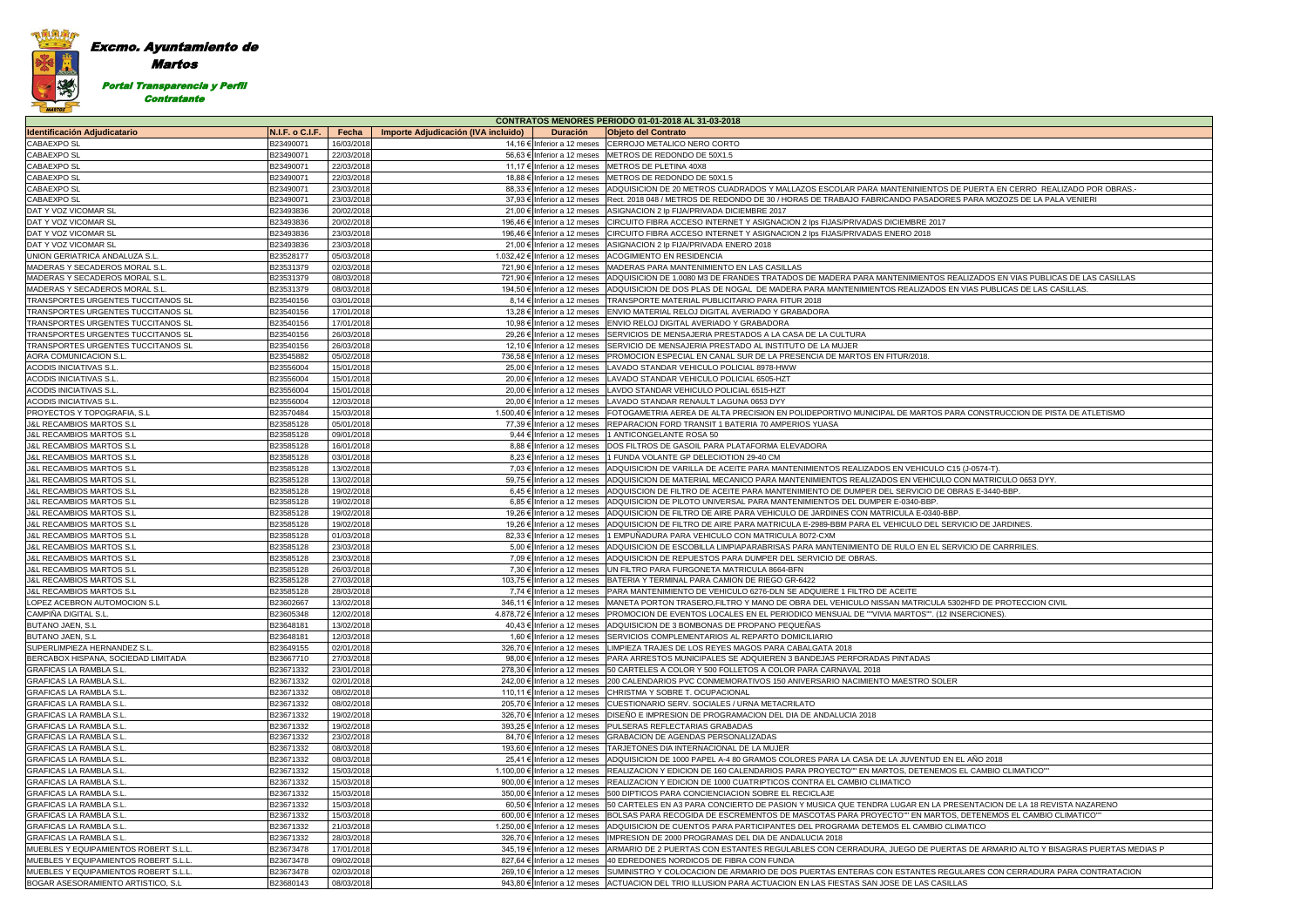**Excmo. Ayuntamiento de Martos**

**Portal Transparencia y Perfil Contratante**

| CONTRATOS MENORES PERIODO 01-01-2018 AL 31-03-2018 | | | | | |
|---|---|---|---|---|---|
| Identificación Adjudicatario | N.I.F. o C.I.F. | Fecha | Importe Adjudicación (IVA incluido) | Duración | Objeto del Contrato |
| CABAEXPO SL | B23490071 | 16/03/2018 | 14,16 € | Inferior a 12 meses | CERROJO METALICO NERO CORTO |
| CABAEXPO SL | B23490071 | 22/03/2018 | 56,63 € | Inferior a 12 meses | METROS DE REDONDO DE 50X1.5 |
| CABAEXPO SL | B23490071 | 22/03/2018 | 11,17 € | Inferior a 12 meses | METROS DE PLETINA 40X8 |
| CABAEXPO SL | B23490071 | 22/03/2018 | 18,88 € | Inferior a 12 meses | METROS DE REDONDO DE 50X1.5 |
| CABAEXPO SL | B23490071 | 23/03/2018 | 88,33 € | Inferior a 12 meses | ADQUISICION DE 20 METROS CUADRADOS Y MALLAZOS ESCOLAR PARA MANTENINIENTOS DE PUERTA EN CERRO REALIZADO POR OBRAS.- |
| CABAEXPO SL | B23490071 | 23/03/2018 | 37,93 € | Inferior a 12 meses | Rect. 2018 048 / METROS DE REDONDO DE 30 / HORAS DE TRABAJO FABRICANDO PASADORES PARA MOZOZS DE LA PALA VENIERI |
| DAT Y VOZ VICOMAR SL | B23493836 | 20/02/2018 | 21,00 € | Inferior a 12 meses | ASIGNACION 2 Ip FIJA/PRIVADA DICIEMBRE 2017 |
| DAT Y VOZ VICOMAR SL | B23493836 | 20/02/2018 | 196,46 € | Inferior a 12 meses | CIRCUITO FIBRA ACCESO INTERNET Y ASIGNACION 2 Ips FIJAS/PRIVADAS DICIEMBRE 2017 |
| DAT Y VOZ VICOMAR SL | B23493836 | 23/03/2018 | 196,46 € | Inferior a 12 meses | CIRCUITO FIBRA ACCESO INTERNET Y ASIGNACION 2 Ips FIJAS/PRIVADAS ENERO 2018 |
| DAT Y VOZ VICOMAR SL | B23493836 | 23/03/2018 | 21,00 € | Inferior a 12 meses | ASIGNACION 2 Ip FIJA/PRIVADA ENERO 2018 |
| UNION GERIATRICA ANDALUZA S.L | B23528177 | 05/03/2018 | 1.032,42 € | Inferior a 12 meses | ACOGIMIENTO EN RESIDENCIA |
| MADERAS Y SECADEROS MORAL S.L. | B23531379 | 02/03/2018 | 721,90 € | Inferior a 12 meses | MADERAS PARA MANTENIMIENTO EN LAS CASILLAS |
| MADERAS Y SECADEROS MORAL S.L. | B23531379 | 08/03/2018 | 721,90 € | Inferior a 12 meses | ADQUISICION DE 1.0080 M3 DE FRANDES TRATADOS DE MADERA PARA MANTENIMIENTOS REALIZADOS EN VIAS PUBLICAS DE LAS CASILLAS |
| MADERAS Y SECADEROS MORAL S.L. | B23531379 | 08/03/2018 | 194,50 € | Inferior a 12 meses | ADQUISICION DE DOS PLAS DE NOGAL DE MADERA PARA MANTENIMIENTOS REALIZADOS EN VIAS PUBLICAS DE LAS CASILLAS. |
| TRANSPORTES URGENTES TUCCITANOS SL | B23540156 | 03/01/2018 | 8,14 € | Inferior a 12 meses | TRANSPORTE MATERIAL PUBLICITARIO PARA FITUR 2018 |
| TRANSPORTES URGENTES TUCCITANOS SL | B23540156 | 17/01/2018 | 13,28 € | Inferior a 12 meses | ENVIO MATERIAL RELOJ DIGITAL AVERIADO Y GRABADORA |
| TRANSPORTES URGENTES TUCCITANOS SL | B23540156 | 17/01/2018 | 10,98 € | Inferior a 12 meses | ENVIO RELOJ DIGITAL AVERIADO Y GRABADORA |
| TRANSPORTES URGENTES TUCCITANOS SL | B23540156 | 26/03/2018 | 29,26 € | Inferior a 12 meses | SERVICIOS DE MENSAJERIA PRESTADOS A LA CASA DE LA CULTURA |
| TRANSPORTES URGENTES TUCCITANOS SL | B23540156 | 26/03/2018 | 12,10 € | Inferior a 12 meses | SERVICIO DE MENSAJERIA PRESTADO AL INSTITUTO DE LA MUJER |
| AORA COMUNICACION S.L. | B23545882 | 05/02/2018 | 736,58 € | Inferior a 12 meses | PROMOCION ESPECIAL EN CANAL SUR DE LA PRESENCIA DE MARTOS EN FITUR/2018. |
| ACODIS INICIATIVAS S.L. | B23556004 | 15/01/2018 | 25,00 € | Inferior a 12 meses | LAVADO STANDAR VEHICULO POLICIAL 8978-HWW |
| ACODIS INICIATIVAS S.L. | B23556004 | 15/01/2018 | 20,00 € | Inferior a 12 meses | LAVADO STANDAR VEHICULO POLICIAL 6505-HZT |
| ACODIS INICIATIVAS S.L. | B23556004 | 15/01/2018 | 20,00 € | Inferior a 12 meses | LAVDO STANDAR VEHICULO POLICIAL 6515-HZT |
| ACODIS INICIATIVAS S.L. | B23556004 | 12/03/2018 | 20,00 € | Inferior a 12 meses | LAVADO STANDAR RENAULT LAGUNA 0653 DYY |
| PROYECTOS Y TOPOGRAFIA, S.L | B23570484 | 15/03/2018 | 1.500,40 € | Inferior a 12 meses | FOTOGAMETRIA AEREA DE ALTA PRECISION EN POLIDEPORTIVO MUNICIPAL DE MARTOS PARA CONSTRUCCION DE PISTA DE ATLETISMO |
| J&L RECAMBIOS MARTOS S.L | B23585128 | 05/01/2018 | 77,39 € | Inferior a 12 meses | REPARACION FORD TRANSIT 1 BATERIA 70 AMPERIOS YUASA |
| J&L RECAMBIOS MARTOS S.L | B23585128 | 09/01/2018 | 9,44 € | Inferior a 12 meses | 1 ANTICONGELANTE ROSA 50 |
| J&L RECAMBIOS MARTOS S.L | B23585128 | 16/01/2018 | 8,88 € | Inferior a 12 meses | DOS FILTROS DE GASOIL PARA PLATAFORMA ELEVADORA |
| J&L RECAMBIOS MARTOS S.L | B23585128 | 03/01/2018 | 8,23 € | Inferior a 12 meses | 1 FUNDA VOLANTE GP DELECIOTION 29-40 CM |
| J&L RECAMBIOS MARTOS S.L | B23585128 | 13/02/2018 | 7,03 € | Inferior a 12 meses | ADQUISICION DE VARILLA DE ACEITE PARA MANTENIMIENTOS REALIZADOS EN VEHICULO C15 (J-0574-T). |
| J&L RECAMBIOS MARTOS S.L | B23585128 | 13/02/2018 | 59,75 € | Inferior a 12 meses | ADQUISICION DE MATERIAL MECANICO PARA MANTENIMIENTOS REALIZADOS EN VEHICULO CON MATRICULO 0653 DYY. |
| J&L RECAMBIOS MARTOS S.L | B23585128 | 19/02/2018 | 6,45 € | Inferior a 12 meses | ADQUISCION DE FILTRO DE ACEITE PARA MANTENIMIENTO DE DUMPER DEL SERVICIO DE OBRAS E-3440-BBP. |
| J&L RECAMBIOS MARTOS S.L | B23585128 | 19/02/2018 | 6,85 € | Inferior a 12 meses | ADQUISICION DE PILOTO UNIVERSAL PARA MANTENIMIENTOS DEL DUMPER E-0340-BBP. |
| J&L RECAMBIOS MARTOS S.L | B23585128 | 19/02/2018 | 19,26 € | Inferior a 12 meses | ADQUISICION DE FILTRO DE AIRE PARA VEHICULO DE JARDINES CON MATRICULA E-0340-BBP. |
| J&L RECAMBIOS MARTOS S.L | B23585128 | 19/02/2018 | 19,26 € | Inferior a 12 meses | ADQUISICION DE FILTRO DE AIRE PARA MATRICULA E-2989-BBM PARA EL VEHICULO DEL SERVICIO DE JARDINES. |
| J&L RECAMBIOS MARTOS S.L | B23585128 | 01/03/2018 | 82,33 € | Inferior a 12 meses | 1 EMPUÑADURA PARA VEHICULO CON MATRICULA 8072-CXM |
| J&L RECAMBIOS MARTOS S.L | B23585128 | 23/03/2018 | 5,00 € | Inferior a 12 meses | ADQUISICION DE ESCOBILLA LIMPIAPARABRISAS PARA MANTENIMIENTO DE RULO EN EL SERVICIO DE CARRRILES. |
| J&L RECAMBIOS MARTOS S.L | B23585128 | 23/03/2018 | 7,09 € | Inferior a 12 meses | ADQUISICION DE REPUESTOS PARA DUMPER DEL SERVICIO DE OBRAS. |
| J&L RECAMBIOS MARTOS S.L | B23585128 | 26/03/2018 | 7,30 € | Inferior a 12 meses | UN FILTRO PARA FURGONETA MATRICULA 8664-BFN |
| J&L RECAMBIOS MARTOS S.L | B23585128 | 27/03/2018 | 103,75 € | Inferior a 12 meses | BATERIA Y TERMINAL PARA CAMION DE RIEGO GR-6422 |
| J&L RECAMBIOS MARTOS S.L | B23585128 | 28/03/2018 | 7,74 € | Inferior a 12 meses | PARA MANTENIMIENTO DE VEHICULO 6276-DLN SE ADQUIERE 1 FILTRO DE ACEITE |
| LOPEZ ACEBRON AUTOMOCION S.L | B23602667 | 13/02/2018 | 346,11 € | Inferior a 12 meses | MANETA PORTON TRASERO,FILTRO Y MANO DE OBRA DEL VEHICULO NISSAN MATRICULA 5302HFD DE PROTECCION CIVIL |
| CAMPIÑA DIGITAL S.L. | B23605348 | 12/02/2018 | 4.878,72 € | Inferior a 12 meses | PROMOCION DE EVENTOS LOCALES EN EL PERIODICO MENSUAL DE ""VIVIA MARTOS"". (12 INSERCIONES). |
| BUTANO JAEN, S.L | B23648181 | 13/02/2018 | 40,43 € | Inferior a 12 meses | ADQUISICION DE 3 BOMBONAS DE PROPANO PEQUEÑAS |
| BUTANO JAEN, S.L | B23648181 | 12/03/2018 | 1,60 € | Inferior a 12 meses | SERVICIOS COMPLEMENTARIOS AL REPARTO DOMICILIARIO |
| SUPERLIMPIEZA HERNANDEZ S.L. | B23649155 | 02/01/2018 | 326,70 € | Inferior a 12 meses | LIMPIEZA TRAJES DE LOS REYES MAGOS PARA CABALGATA 2018 |
| BERCABOX HISPANA, SOCIEDAD LIMITADA | B23667710 | 27/03/2018 | 98,00 € | Inferior a 12 meses | PARA ARRESTOS MUNICIPALES SE ADQUIEREN 3 BANDEJAS PERFORADAS PINTADAS |
| GRAFICAS LA RAMBLA S.L. | B23671332 | 23/01/2018 | 278,30 € | Inferior a 12 meses | 50 CARTELES A COLOR Y 500 FOLLETOS A COLOR PARA CARNAVAL 2018 |
| GRAFICAS LA RAMBLA S.L. | B23671332 | 02/01/2018 | 242,00 € | Inferior a 12 meses | 200 CALENDARIOS PVC CONMEMORATIVOS 150 ANIVERSARIO NACIMIENTO MAESTRO SOLER |
| GRAFICAS LA RAMBLA S.L. | B23671332 | 08/02/2018 | 110,11 € | Inferior a 12 meses | CHRISTMA Y SOBRE T. OCUPACIONAL |
| GRAFICAS LA RAMBLA S.L. | B23671332 | 08/02/2018 | 205,70 € | Inferior a 12 meses | CUESTIONARIO SERV. SOCIALES / URNA METACRILATO |
| GRAFICAS LA RAMBLA S.L. | B23671332 | 19/02/2018 | 326,70 € | Inferior a 12 meses | DISEÑO E IMPRESION DE PROGRAMACION DEL DIA DE ANDALUCIA 2018 |
| GRAFICAS LA RAMBLA S.L. | B23671332 | 19/02/2018 | 393,25 € | Inferior a 12 meses | PULSERAS REFLECTARIAS GRABADAS |
| GRAFICAS LA RAMBLA S.L. | B23671332 | 23/02/2018 | 84,70 € | Inferior a 12 meses | GRABACION DE AGENDAS PERSONALIZADAS |
| GRAFICAS LA RAMBLA S.L. | B23671332 | 08/03/2018 | 193,60 € | Inferior a 12 meses | TARJETONES DIA INTERNACIONAL DE LA MUJER |
| GRAFICAS LA RAMBLA S.L. | B23671332 | 08/03/2018 | 25,41 € | Inferior a 12 meses | ADQUISICION DE 1000 PAPEL A-4 80 GRAMOS COLORES PARA LA CASA DE LA JUVENTUD EN EL AÑO 2018 |
| GRAFICAS LA RAMBLA S.L. | B23671332 | 15/03/2018 | 1.100,00 € | Inferior a 12 meses | REALIZACION Y EDICION DE 160 CALENDARIOS PARA PROYECTO"" EN MARTOS, DETENEMOS EL CAMBIO CLIMATICO"" |
| GRAFICAS LA RAMBLA S.L. | B23671332 | 15/03/2018 | 900,00 € | Inferior a 12 meses | REALIZACION Y EDICION DE 1000 CUATRIPTICOS CONTRA EL CAMBIO CLIMATICO |
| GRAFICAS LA RAMBLA S.L. | B23671332 | 15/03/2018 | 350,00 € | Inferior a 12 meses | 500 DIPTICOS PARA CONCIENCIACION SOBRE EL RECICLAJE |
| GRAFICAS LA RAMBLA S.L. | B23671332 | 15/03/2018 | 60,50 € | Inferior a 12 meses | 50 CARTELES EN A3 PARA CONCIERTO DE PASION Y MUSICA QUE TENDRA LUGAR EN LA PRESENTACION DE LA 18 REVISTA NAZARENO |
| GRAFICAS LA RAMBLA S.L. | B23671332 | 15/03/2018 | 600,00 € | Inferior a 12 meses | BOLSAS PARA RECOGIDA DE ESCREMENTOS DE MASCOTAS PARA PROYECTO"" EN MARTOS, DETENEMOS EL CAMBIO CLIMATICO"" |
| GRAFICAS LA RAMBLA S.L. | B23671332 | 21/03/2018 | 1.250,00 € | Inferior a 12 meses | ADQUISICION DE CUENTOS PARA PARTICIPANTES DEL PROGRAMA DETEMOS EL CAMBIO CLIMATICO |
| GRAFICAS LA RAMBLA S.L. | B23671332 | 28/03/2018 | 326,70 € | Inferior a 12 meses | IMPRESION DE 2000 PROGRAMAS DEL DIA DE ANDALUCIA 2018 |
| MUEBLES Y EQUIPAMIENTOS ROBERT S.L.L. | B23673478 | 17/01/2018 | 345,19 € | Inferior a 12 meses | ARMARIO DE 2 PUERTAS CON ESTANTES REGULABLES CON CERRADURA, JUEGO DE PUERTAS DE ARMARIO ALTO Y BISAGRAS PUERTAS MEDIAS P |
| MUEBLES Y EQUIPAMIENTOS ROBERT S.L.L. | B23673478 | 09/02/2018 | 827,64 € | Inferior a 12 meses | 40 EDREDONES NORDICOS DE FIBRA CON FUNDA |
| MUEBLES Y EQUIPAMIENTOS ROBERT S.L.L. | B23673478 | 02/03/2018 | 269,10 € | Inferior a 12 meses | SUMINISTRO Y COLOCACION DE ARMARIO DE DOS PUERTAS ENTERAS CON ESTANTES REGULARES CON CERRADURA PARA CONTRATACION |
| BOGAR ASESORAMIENTO ARTISTICO, S.L | B23680143 | 08/03/2018 | 943,80 € | Inferior a 12 meses | ACTUACION DEL TRIO ILLUSION PARA ACTUACION EN LAS FIESTAS SAN JOSE DE LAS CASILLAS |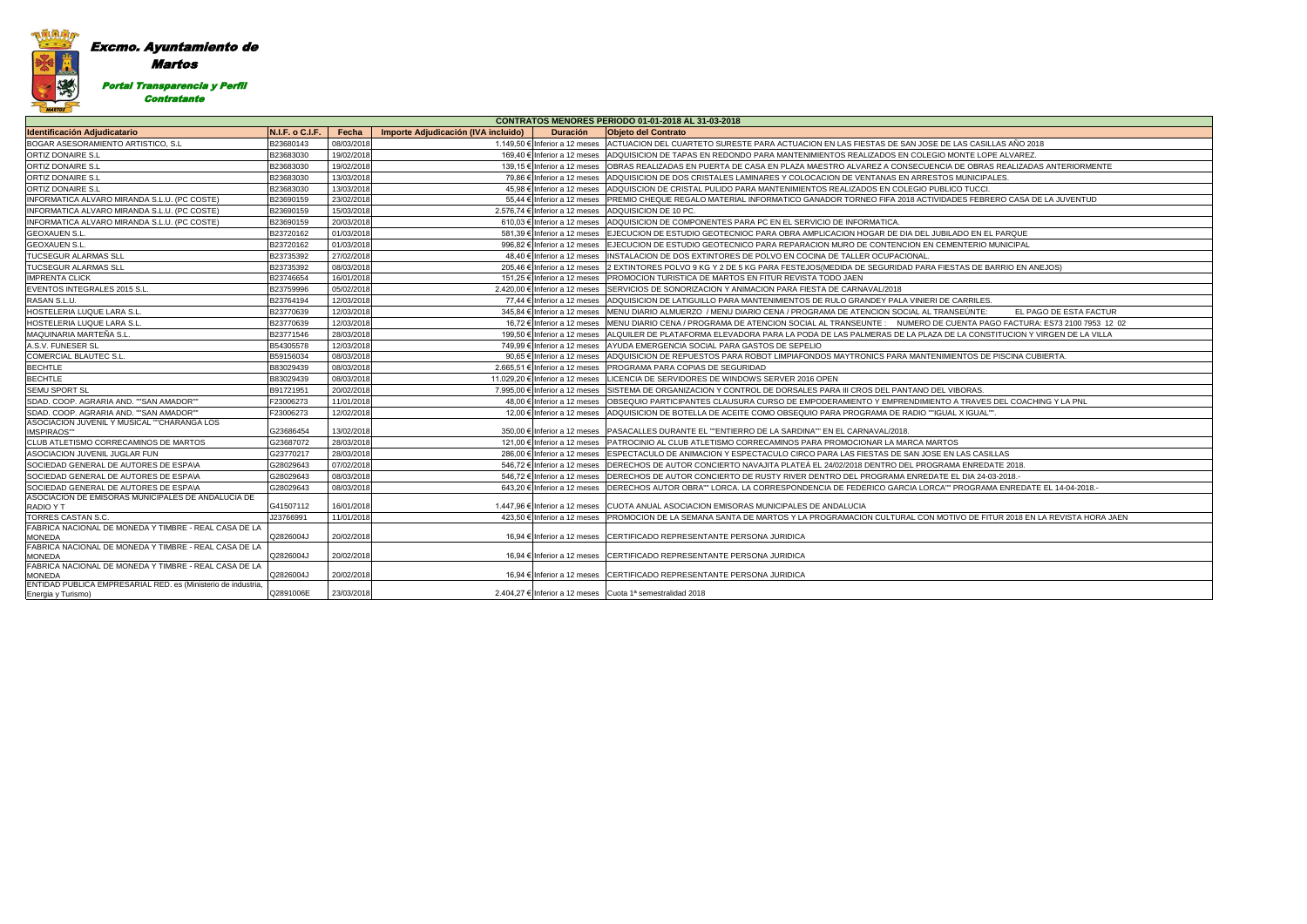# Excmo. Ayuntamiento de Martos

**Portal Transparencia y Perfil Contratante**

| CONTRATOS MENORES PERIODO 01-01-2018 AL 31-03-2018 | | | | | |
|---|---|---|---|---|---|
| Identificación Adjudicatario | N.I.F. o C.I.F. | Fecha | Importe Adjudicación (IVA incluido) | Duración | Objeto del Contrato |
| BOGAR ASESORAMIENTO ARTISTICO, S.L | B23680143 | 08/03/2018 | 1.149,50 € | Inferior a 12 meses | ACTUACION DEL CUARTETO SURESTE PARA ACTUACION EN LAS FIESTAS DE SAN JOSE DE LAS CASILLAS AÑO 2018 |
| ORTIZ DONAIRE S.L | B23683030 | 19/02/2018 | 169,40 € | Inferior a 12 meses | ADQUISICION DE TAPAS EN REDONDO PARA MANTENIMIENTOS REALIZADOS EN COLEGIO MONTE LOPE ALVAREZ. |
| ORTIZ DONAIRE S.L | B23683030 | 19/02/2018 | 139,15 € | Inferior a 12 meses | OBRAS REALIZADAS EN PUERTA DE CASA EN PLAZA MAESTRO ALVAREZ A CONSECUENCIA DE OBRAS REALIZADAS ANTERIORMENTE |
| ORTIZ DONAIRE S.L | B23683030 | 13/03/2018 | 79,86 € | Inferior a 12 meses | ADQUISICION DE DOS CRISTALES LAMINARES Y COLOCACION DE VENTANAS EN ARRESTOS MUNICIPALES. |
| ORTIZ DONAIRE S.L | B23683030 | 13/03/2018 | 45,98 € | Inferior a 12 meses | ADQUISCION DE CRISTAL PULIDO PARA MANTENIMIENTOS REALIZADOS EN COLEGIO PUBLICO TUCCI. |
| INFORMATICA ALVARO MIRANDA S.L.U. (PC COSTE) | B23690159 | 23/02/2018 | 55,44 € | Inferior a 12 meses | PREMIO CHEQUE REGALO MATERIAL INFORMATICO GANADOR TORNEO FIFA 2018 ACTIVIDADES FEBRERO CASA DE LA JUVENTUD |
| INFORMATICA ALVARO MIRANDA S.L.U. (PC COSTE) | B23690159 | 15/03/2018 | 2.576,74 € | Inferior a 12 meses | ADQUISICION DE 10 PC. |
| INFORMATICA ALVARO MIRANDA S.L.U. (PC COSTE) | B23690159 | 20/03/2018 | 610,03 € | Inferior a 12 meses | ADQUISICION DE COMPONENTES PARA PC EN EL SERVICIO DE INFORMATICA. |
| GEOXAUEN S.L. | B23720162 | 01/03/2018 | 581,39 € | Inferior a 12 meses | EJECUCION DE ESTUDIO GEOTECNIOC PARA OBRA AMPLICACION HOGAR DE DIA DEL JUBILADO EN EL PARQUE |
| GEOXAUEN S.L. | B23720162 | 01/03/2018 | 996,82 € | Inferior a 12 meses | EJECUCION DE ESTUDIO GEOTECNICO PARA REPARACION MURO DE CONTENCION EN CEMENTERIO MUNICIPAL |
| TUCSEGUR ALARMAS SLL | B23735392 | 27/02/2018 | 48,40 € | Inferior a 12 meses | INSTALACION DE DOS EXTINTORES DE POLVO EN COCINA DE TALLER OCUPACIONAL. |
| TUCSEGUR ALARMAS SLL | B23735392 | 08/03/2018 | 205,46 € | Inferior a 12 meses | 2 EXTINTORES POLVO 9 KG Y 2 DE 5 KG PARA FESTEJOS(MEDIDA DE SEGURIDAD PARA FIESTAS DE BARRIO EN ANEJOS) |
| IMPRENTA CLICK | B23746654 | 16/01/2018 | 151,25 € | Inferior a 12 meses | PROMOCION TURISTICA DE MARTOS EN FITUR REVISTA TODO JAEN |
| EVENTOS INTEGRALES 2015 S.L. | B23759996 | 05/02/2018 | 2.420,00 € | Inferior a 12 meses | SERVICIOS DE SONORIZACION Y ANIMACION PARA FIESTA DE CARNAVAL/2018 |
| RASAN S.L.U. | B23764194 | 12/03/2018 | 77,44 € | Inferior a 12 meses | ADQUISICION DE LATIGUILLO PARA MANTENIMIENTOS DE RULO GRANDEY PALA VINIERI DE CARRILES. |
| HOSTELERIA LUQUE LARA S.L. | B23770639 | 12/03/2018 | 345,84 € | Inferior a 12 meses | MENU DIARIO ALMUERZO / MENU DIARIO CENA / PROGRAMA DE ATENCION SOCIAL AL TRANSEÚNTE: EL PAGO DE ESTA FACTUR |
| HOSTELERIA LUQUE LARA S.L. | B23770639 | 12/03/2018 | 16,72 € | Inferior a 12 meses | MENU DIARIO CENA / PROGRAMA DE ATENCION SOCIAL AL TRANSEUNTE : NUMERO DE CUENTA PAGO FACTURA: ES73 2100 7953 12 02 |
| MAQUINARIA MARTEÑA S.L. | B23771546 | 28/03/2018 | 199,50 € | Inferior a 12 meses | ALQUILER DE PLATAFORMA ELEVADORA PARA LA PODA DE LAS PALMERAS DE LA PLAZA DE LA CONSTITUCION Y VIRGEN DE LA VILLA |
| A.S.V. FUNESER SL | B54305578 | 12/03/2018 | 749,99 € | Inferior a 12 meses | AYUDA EMERGENCIA SOCIAL PARA GASTOS DE SEPELIO |
| COMERCIAL BLAUTEC S.L. | B59156034 | 08/03/2018 | 90,65 € | Inferior a 12 meses | ADQUISICION DE REPUESTOS PARA ROBOT LIMPIAFONDOS MAYTRONICS PARA MANTENIMIENTOS DE PISCINA CUBIERTA. |
| BECHTLE | B83029439 | 08/03/2018 | 2.665,51 € | Inferior a 12 meses | PROGRAMA PARA COPIAS DE SEGURIDAD |
| BECHTLE | B83029439 | 08/03/2018 | 11.029,20 € | Inferior a 12 meses | LICENCIA DE SERVIDORES DE WINDOWS SERVER 2016 OPEN |
| SEMU SPORT SL | B91721951 | 20/02/2018 | 7.995,00 € | Inferior a 12 meses | SISTEMA DE ORGANIZACION Y CONTROL DE DORSALES PARA III CROS DEL PANTANO DEL VIBORAS. |
| SDAD. COOP. AGRARIA AND. ""SAN AMADOR"" | F23006273 | 11/01/2018 | 48,00 € | Inferior a 12 meses | OBSEQUIO PARTICIPANTES CLAUSURA CURSO DE EMPODERAMIENTO Y EMPRENDIMIENTO A TRAVES DEL COACHING Y LA PNL |
| SDAD. COOP. AGRARIA AND. ""SAN AMADOR"" | F23006273 | 12/02/2018 | 12,00 € | Inferior a 12 meses | ADQUISICION DE BOTELLA DE ACEITE COMO OBSEQUIO PARA PROGRAMA DE RADIO ""IGUAL X IGUAL"". |
| ASOCIACION JUVENIL Y MUSICAL ""CHARANGA LOS IMSPIRAOS"" | G23686454 | 13/02/2018 | 350,00 € | Inferior a 12 meses | PASACALLES DURANTE EL ""ENTIERRO DE LA SARDINA"" EN EL CARNAVAL/2018. |
| CLUB ATLETISMO CORRECAMINOS DE MARTOS | G23687072 | 28/03/2018 | 121,00 € | Inferior a 12 meses | PATROCINIO AL CLUB ATLETISMO CORRECAMINOS PARA PROMOCIONAR LA MARCA MARTOS |
| ASOCIACION JUVENIL JUGLAR FUN | G23770217 | 28/03/2018 | 286,00 € | Inferior a 12 meses | ESPECTACULO DE ANIMACION Y ESPECTACULO CIRCO PARA LAS FIESTAS DE SAN JOSE EN LAS CASILLAS |
| SOCIEDAD GENERAL DE AUTORES DE ESPA\A | G28029643 | 07/02/2018 | 546,72 € | Inferior a 12 meses | DERECHOS DE AUTOR CONCIERTO NAVAJITA PLATEÁ EL 24/02/2018 DENTRO DEL PROGRAMA ENREDATE 2018. |
| SOCIEDAD GENERAL DE AUTORES DE ESPA\A | G28029643 | 08/03/2018 | 546,72 € | Inferior a 12 meses | DERECHOS DE AUTOR CONCIERTO DE RUSTY RIVER DENTRO DEL PROGRAMA ENREDATE EL DIA 24-03-2018.- |
| SOCIEDAD GENERAL DE AUTORES DE ESPA\A | G28029643 | 08/03/2018 | 643,20 € | Inferior a 12 meses | DERECHOS AUTOR OBRA"" LORCA. LA CORRESPONDENCIA DE FEDERICO GARCIA LORCA"" PROGRAMA ENREDATE EL 14-04-2018.- |
| ASOCIACION DE EMISORAS MUNICIPALES DE ANDALUCIA DE RADIO Y T | G41507112 | 16/01/2018 | 1.447,96 € | Inferior a 12 meses | CUOTA ANUAL ASOCIACION EMISORAS MUNICIPALES DE ANDALUCIA |
| TORRES CASTAN S.C. | J23766991 | 11/01/2018 | 423,50 € | Inferior a 12 meses | PROMOCION DE LA SEMANA SANTA DE MARTOS Y LA PROGRAMACION CULTURAL CON MOTIVO DE FITUR 2018 EN LA REVISTA HORA JAEN |
| FABRICA NACIONAL DE MONEDA Y TIMBRE - REAL CASA DE LA MONEDA | Q2826004J | 20/02/2018 | 16,94 € | Inferior a 12 meses | CERTIFICADO REPRESENTANTE PERSONA JURIDICA |
| FABRICA NACIONAL DE MONEDA Y TIMBRE - REAL CASA DE LA MONEDA | Q2826004J | 20/02/2018 | 16,94 € | Inferior a 12 meses | CERTIFICADO REPRESENTANTE PERSONA JURIDICA |
| FABRICA NACIONAL DE MONEDA Y TIMBRE - REAL CASA DE LA MONEDA | Q2826004J | 20/02/2018 | 16,94 € | Inferior a 12 meses | CERTIFICADO REPRESENTANTE PERSONA JURIDICA |
| ENTIDAD PUBLICA EMPRESARIAL RED. es (Ministerio de industria, Energia y Turismo) | Q2891006E | 23/03/2018 | 2.404,27 € | Inferior a 12 meses | Cuota 1ª semestralidad 2018 |